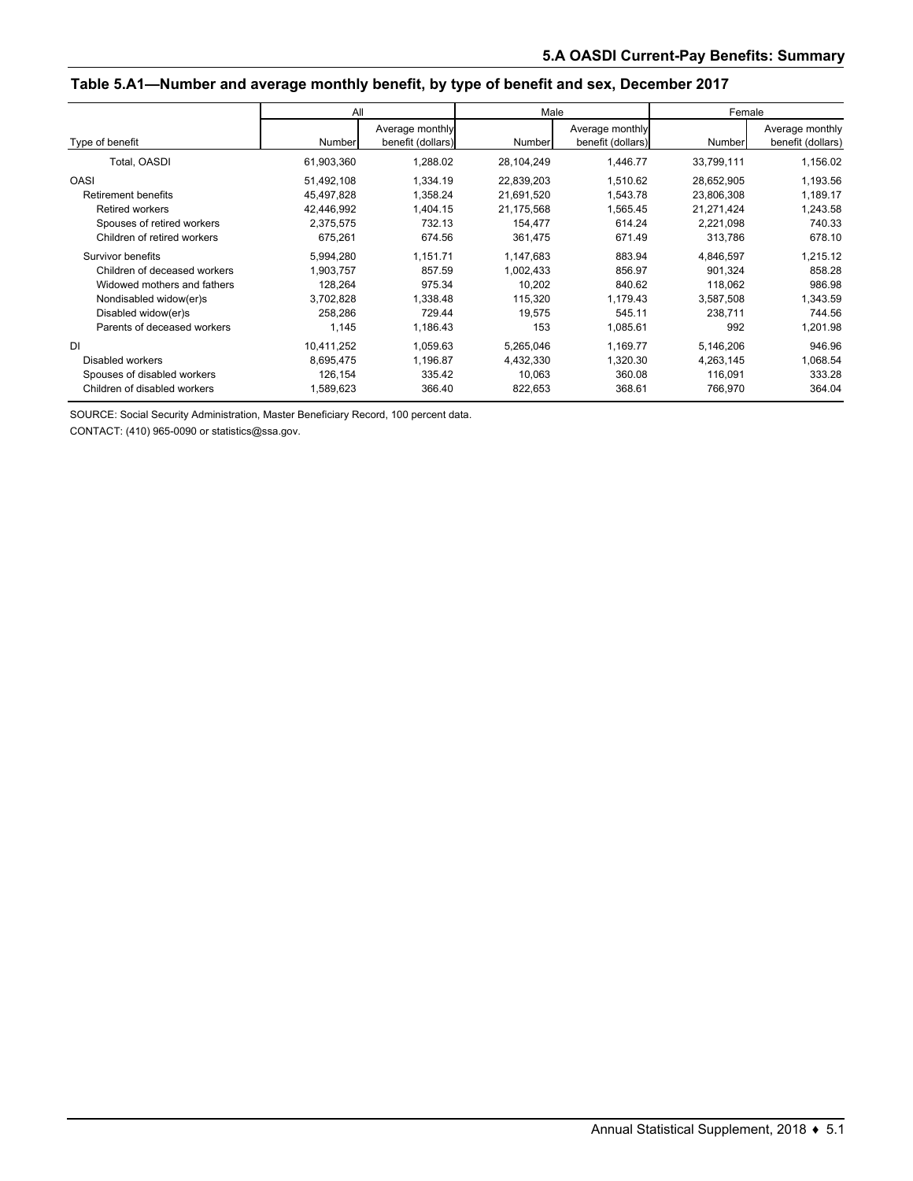## 5.A OASDI Current-Pay Benefits: Summary

### Table 5.A1—Number and average monthly benefit, by type of benefit and sex, December 2017

| Type of benefit | All | | Male | | Female | |
|---|---|---|---|---|---|---|
| | Number | Average monthly benefit (dollars) | Number | Average monthly benefit (dollars) | Number | Average monthly benefit (dollars) |
| Total, OASDI | 61,903,360 | 1,288.02 | 28,104,249 | 1,446.77 | 33,799,111 | 1,156.02 |
| OASI | 51,492,108 | 1,334.19 | 22,839,203 | 1,510.62 | 28,652,905 | 1,193.56 |
| Retirement benefits | 45,497,828 | 1,358.24 | 21,691,520 | 1,543.78 | 23,806,308 | 1,189.17 |
| Retired workers | 42,446,992 | 1,404.15 | 21,175,568 | 1,565.45 | 21,271,424 | 1,243.58 |
| Spouses of retired workers | 2,375,575 | 732.13 | 154,477 | 614.24 | 2,221,098 | 740.33 |
| Children of retired workers | 675,261 | 674.56 | 361,475 | 671.49 | 313,786 | 678.10 |
| Survivor benefits | 5,994,280 | 1,151.71 | 1,147,683 | 883.94 | 4,846,597 | 1,215.12 |
| Children of deceased workers | 1,903,757 | 857.59 | 1,002,433 | 856.97 | 901,324 | 858.28 |
| Widowed mothers and fathers | 128,264 | 975.34 | 10,202 | 840.62 | 118,062 | 986.98 |
| Nondisabled widow(er)s | 3,702,828 | 1,338.48 | 115,320 | 1,179.43 | 3,587,508 | 1,343.59 |
| Disabled widow(er)s | 258,286 | 729.44 | 19,575 | 545.11 | 238,711 | 744.56 |
| Parents of deceased workers | 1,145 | 1,186.43 | 153 | 1,085.61 | 992 | 1,201.98 |
| DI | 10,411,252 | 1,059.63 | 5,265,046 | 1,169.77 | 5,146,206 | 946.96 |
| Disabled workers | 8,695,475 | 1,196.87 | 4,432,330 | 1,320.30 | 4,263,145 | 1,068.54 |
| Spouses of disabled workers | 126,154 | 335.42 | 10,063 | 360.08 | 116,091 | 333.28 |
| Children of disabled workers | 1,589,623 | 366.40 | 822,653 | 368.61 | 766,970 | 364.04 |

SOURCE: Social Security Administration, Master Beneficiary Record, 100 percent data.

CONTACT: (410) 965-0090 or statistics@ssa.gov.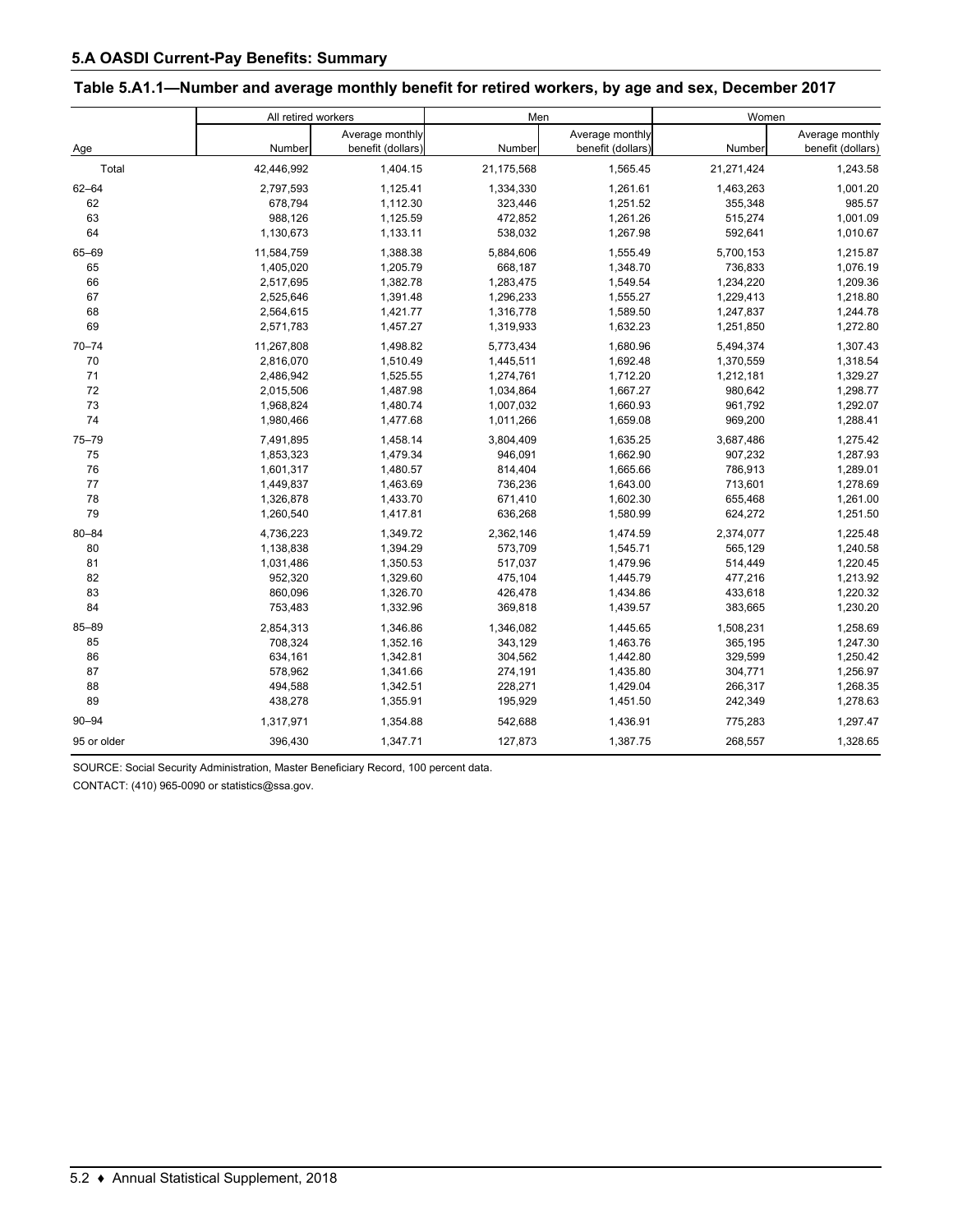## 5.A OASDI Current-Pay Benefits: Summary

### Table 5.A1.1—Number and average monthly benefit for retired workers, by age and sex, December 2017

| Age | All retired workers | | Men | | Women | |
|---|---|---|---|---|---|---|
| | Number | Average monthly benefit (dollars) | Number | Average monthly benefit (dollars) | Number | Average monthly benefit (dollars) |
| Total | 42,446,992 | 1,404.15 | 21,175,568 | 1,565.45 | 21,271,424 | 1,243.58 |
| 62–64 | 2,797,593 | 1,125.41 | 1,334,330 | 1,261.61 | 1,463,263 | 1,001.20 |
| 62 | 678,794 | 1,112.30 | 323,446 | 1,251.52 | 355,348 | 985.57 |
| 63 | 988,126 | 1,125.59 | 472,852 | 1,261.26 | 515,274 | 1,001.09 |
| 64 | 1,130,673 | 1,133.11 | 538,032 | 1,267.98 | 592,641 | 1,010.67 |
| 65–69 | 11,584,759 | 1,388.38 | 5,884,606 | 1,555.49 | 5,700,153 | 1,215.87 |
| 65 | 1,405,020 | 1,205.79 | 668,187 | 1,348.70 | 736,833 | 1,076.19 |
| 66 | 2,517,695 | 1,382.78 | 1,283,475 | 1,549.54 | 1,234,220 | 1,209.36 |
| 67 | 2,525,646 | 1,391.48 | 1,296,233 | 1,555.27 | 1,229,413 | 1,218.80 |
| 68 | 2,564,615 | 1,421.77 | 1,316,778 | 1,589.50 | 1,247,837 | 1,244.78 |
| 69 | 2,571,783 | 1,457.27 | 1,319,933 | 1,632.23 | 1,251,850 | 1,272.80 |
| 70–74 | 11,267,808 | 1,498.82 | 5,773,434 | 1,680.96 | 5,494,374 | 1,307.43 |
| 70 | 2,816,070 | 1,510.49 | 1,445,511 | 1,692.48 | 1,370,559 | 1,318.54 |
| 71 | 2,486,942 | 1,525.55 | 1,274,761 | 1,712.20 | 1,212,181 | 1,329.27 |
| 72 | 2,015,506 | 1,487.98 | 1,034,864 | 1,667.27 | 980,642 | 1,298.77 |
| 73 | 1,968,824 | 1,480.74 | 1,007,032 | 1,660.93 | 961,792 | 1,292.07 |
| 74 | 1,980,466 | 1,477.68 | 1,011,266 | 1,659.08 | 969,200 | 1,288.41 |
| 75–79 | 7,491,895 | 1,458.14 | 3,804,409 | 1,635.25 | 3,687,486 | 1,275.42 |
| 75 | 1,853,323 | 1,479.34 | 946,091 | 1,662.90 | 907,232 | 1,287.93 |
| 76 | 1,601,317 | 1,480.57 | 814,404 | 1,665.66 | 786,913 | 1,289.01 |
| 77 | 1,449,837 | 1,463.69 | 736,236 | 1,643.00 | 713,601 | 1,278.69 |
| 78 | 1,326,878 | 1,433.70 | 671,410 | 1,602.30 | 655,468 | 1,261.00 |
| 79 | 1,260,540 | 1,417.81 | 636,268 | 1,580.99 | 624,272 | 1,251.50 |
| 80–84 | 4,736,223 | 1,349.72 | 2,362,146 | 1,474.59 | 2,374,077 | 1,225.48 |
| 80 | 1,138,838 | 1,394.29 | 573,709 | 1,545.71 | 565,129 | 1,240.58 |
| 81 | 1,031,486 | 1,350.53 | 517,037 | 1,479.96 | 514,449 | 1,220.45 |
| 82 | 952,320 | 1,329.60 | 475,104 | 1,445.79 | 477,216 | 1,213.92 |
| 83 | 860,096 | 1,326.70 | 426,478 | 1,434.86 | 433,618 | 1,220.32 |
| 84 | 753,483 | 1,332.96 | 369,818 | 1,439.57 | 383,665 | 1,230.20 |
| 85–89 | 2,854,313 | 1,346.86 | 1,346,082 | 1,445.65 | 1,508,231 | 1,258.69 |
| 85 | 708,324 | 1,352.16 | 343,129 | 1,463.76 | 365,195 | 1,247.30 |
| 86 | 634,161 | 1,342.81 | 304,562 | 1,442.80 | 329,599 | 1,250.42 |
| 87 | 578,962 | 1,341.66 | 274,191 | 1,435.80 | 304,771 | 1,256.97 |
| 88 | 494,588 | 1,342.51 | 228,271 | 1,429.04 | 266,317 | 1,268.35 |
| 89 | 438,278 | 1,355.91 | 195,929 | 1,451.50 | 242,349 | 1,278.63 |
| 90–94 | 1,317,971 | 1,354.88 | 542,688 | 1,436.91 | 775,283 | 1,297.47 |
| 95 or older | 396,430 | 1,347.71 | 127,873 | 1,387.75 | 268,557 | 1,328.65 |

SOURCE: Social Security Administration, Master Beneficiary Record, 100 percent data.

CONTACT: (410) 965-0090 or statistics@ssa.gov.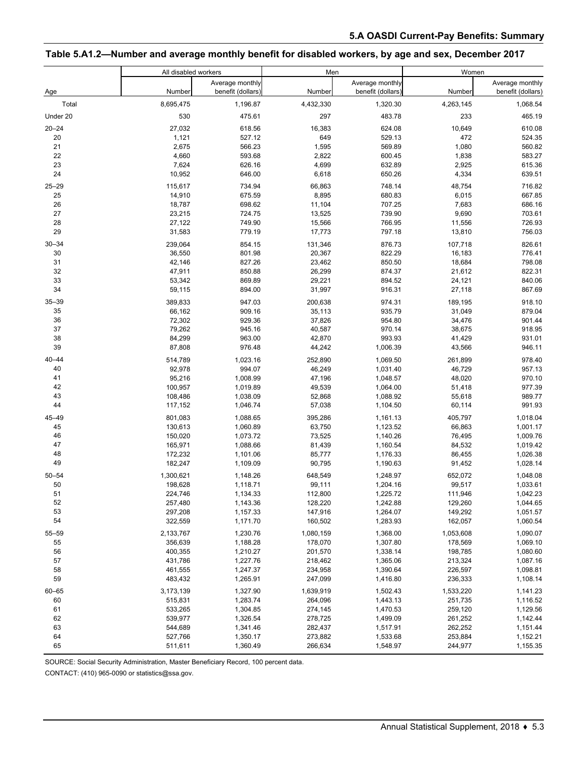## Table 5.A1.2—Number and average monthly benefit for disabled workers, by age and sex, December 2017

| Age | All disabled workers | | Men | | Women | |
|---|---|---|---|---|---|---|
| | Number | Average monthly benefit (dollars) | Number | Average monthly benefit (dollars) | Number | Average monthly benefit (dollars) |
| Total | 8,695,475 | 1,196.87 | 4,432,330 | 1,320.30 | 4,263,145 | 1,068.54 |
| Under 20 | 530 | 475.61 | 297 | 483.78 | 233 | 465.19 |
| 20–24 | 27,032 | 618.56 | 16,383 | 624.08 | 10,649 | 610.08 |
| 20 | 1,121 | 527.12 | 649 | 529.13 | 472 | 524.35 |
| 21 | 2,675 | 566.23 | 1,595 | 569.89 | 1,080 | 560.82 |
| 22 | 4,660 | 593.68 | 2,822 | 600.45 | 1,838 | 583.27 |
| 23 | 7,624 | 626.16 | 4,699 | 632.89 | 2,925 | 615.36 |
| 24 | 10,952 | 646.00 | 6,618 | 650.26 | 4,334 | 639.51 |
| 25–29 | 115,617 | 734.94 | 66,863 | 748.14 | 48,754 | 716.82 |
| 25 | 14,910 | 675.59 | 8,895 | 680.83 | 6,015 | 667.85 |
| 26 | 18,787 | 698.62 | 11,104 | 707.25 | 7,683 | 686.16 |
| 27 | 23,215 | 724.75 | 13,525 | 739.90 | 9,690 | 703.61 |
| 28 | 27,122 | 749.90 | 15,566 | 766.95 | 11,556 | 726.93 |
| 29 | 31,583 | 779.19 | 17,773 | 797.18 | 13,810 | 756.03 |
| 30–34 | 239,064 | 854.15 | 131,346 | 876.73 | 107,718 | 826.61 |
| 30 | 36,550 | 801.98 | 20,367 | 822.29 | 16,183 | 776.41 |
| 31 | 42,146 | 827.26 | 23,462 | 850.50 | 18,684 | 798.08 |
| 32 | 47,911 | 850.88 | 26,299 | 874.37 | 21,612 | 822.31 |
| 33 | 53,342 | 869.89 | 29,221 | 894.52 | 24,121 | 840.06 |
| 34 | 59,115 | 894.00 | 31,997 | 916.31 | 27,118 | 867.69 |
| 35–39 | 389,833 | 947.03 | 200,638 | 974.31 | 189,195 | 918.10 |
| 35 | 66,162 | 909.16 | 35,113 | 935.79 | 31,049 | 879.04 |
| 36 | 72,302 | 929.36 | 37,826 | 954.80 | 34,476 | 901.44 |
| 37 | 79,262 | 945.16 | 40,587 | 970.14 | 38,675 | 918.95 |
| 38 | 84,299 | 963.00 | 42,870 | 993.93 | 41,429 | 931.01 |
| 39 | 87,808 | 976.48 | 44,242 | 1,006.39 | 43,566 | 946.11 |
| 40–44 | 514,789 | 1,023.16 | 252,890 | 1,069.50 | 261,899 | 978.40 |
| 40 | 92,978 | 994.07 | 46,249 | 1,031.40 | 46,729 | 957.13 |
| 41 | 95,216 | 1,008.99 | 47,196 | 1,048.57 | 48,020 | 970.10 |
| 42 | 100,957 | 1,019.89 | 49,539 | 1,064.00 | 51,418 | 977.39 |
| 43 | 108,486 | 1,038.09 | 52,868 | 1,088.92 | 55,618 | 989.77 |
| 44 | 117,152 | 1,046.74 | 57,038 | 1,104.50 | 60,114 | 991.93 |
| 45–49 | 801,083 | 1,088.65 | 395,286 | 1,161.13 | 405,797 | 1,018.04 |
| 45 | 130,613 | 1,060.89 | 63,750 | 1,123.52 | 66,863 | 1,001.17 |
| 46 | 150,020 | 1,073.72 | 73,525 | 1,140.26 | 76,495 | 1,009.76 |
| 47 | 165,971 | 1,088.66 | 81,439 | 1,160.54 | 84,532 | 1,019.42 |
| 48 | 172,232 | 1,101.06 | 85,777 | 1,176.33 | 86,455 | 1,026.38 |
| 49 | 182,247 | 1,109.09 | 90,795 | 1,190.63 | 91,452 | 1,028.14 |
| 50–54 | 1,300,621 | 1,148.26 | 648,549 | 1,248.97 | 652,072 | 1,048.08 |
| 50 | 198,628 | 1,118.71 | 99,111 | 1,204.16 | 99,517 | 1,033.61 |
| 51 | 224,746 | 1,134.33 | 112,800 | 1,225.72 | 111,946 | 1,042.23 |
| 52 | 257,480 | 1,143.36 | 128,220 | 1,242.88 | 129,260 | 1,044.65 |
| 53 | 297,208 | 1,157.33 | 147,916 | 1,264.07 | 149,292 | 1,051.57 |
| 54 | 322,559 | 1,171.70 | 160,502 | 1,283.93 | 162,057 | 1,060.54 |
| 55–59 | 2,133,767 | 1,230.76 | 1,080,159 | 1,368.00 | 1,053,608 | 1,090.07 |
| 55 | 356,639 | 1,188.28 | 178,070 | 1,307.80 | 178,569 | 1,069.10 |
| 56 | 400,355 | 1,210.27 | 201,570 | 1,338.14 | 198,785 | 1,080.60 |
| 57 | 431,786 | 1,227.76 | 218,462 | 1,365.06 | 213,324 | 1,087.16 |
| 58 | 461,555 | 1,247.37 | 234,958 | 1,390.64 | 226,597 | 1,098.81 |
| 59 | 483,432 | 1,265.91 | 247,099 | 1,416.80 | 236,333 | 1,108.14 |
| 60–65 | 3,173,139 | 1,327.90 | 1,639,919 | 1,502.43 | 1,533,220 | 1,141.23 |
| 60 | 515,831 | 1,283.74 | 264,096 | 1,443.13 | 251,735 | 1,116.52 |
| 61 | 533,265 | 1,304.85 | 274,145 | 1,470.53 | 259,120 | 1,129.56 |
| 62 | 539,977 | 1,326.54 | 278,725 | 1,499.09 | 261,252 | 1,142.44 |
| 63 | 544,689 | 1,341.46 | 282,437 | 1,517.91 | 262,252 | 1,151.44 |
| 64 | 527,766 | 1,350.17 | 273,882 | 1,533.68 | 253,884 | 1,152.21 |
| 65 | 511,611 | 1,360.49 | 266,634 | 1,548.97 | 244,977 | 1,155.35 |

SOURCE: Social Security Administration, Master Beneficiary Record, 100 percent data.

CONTACT: (410) 965-0090 or statistics@ssa.gov.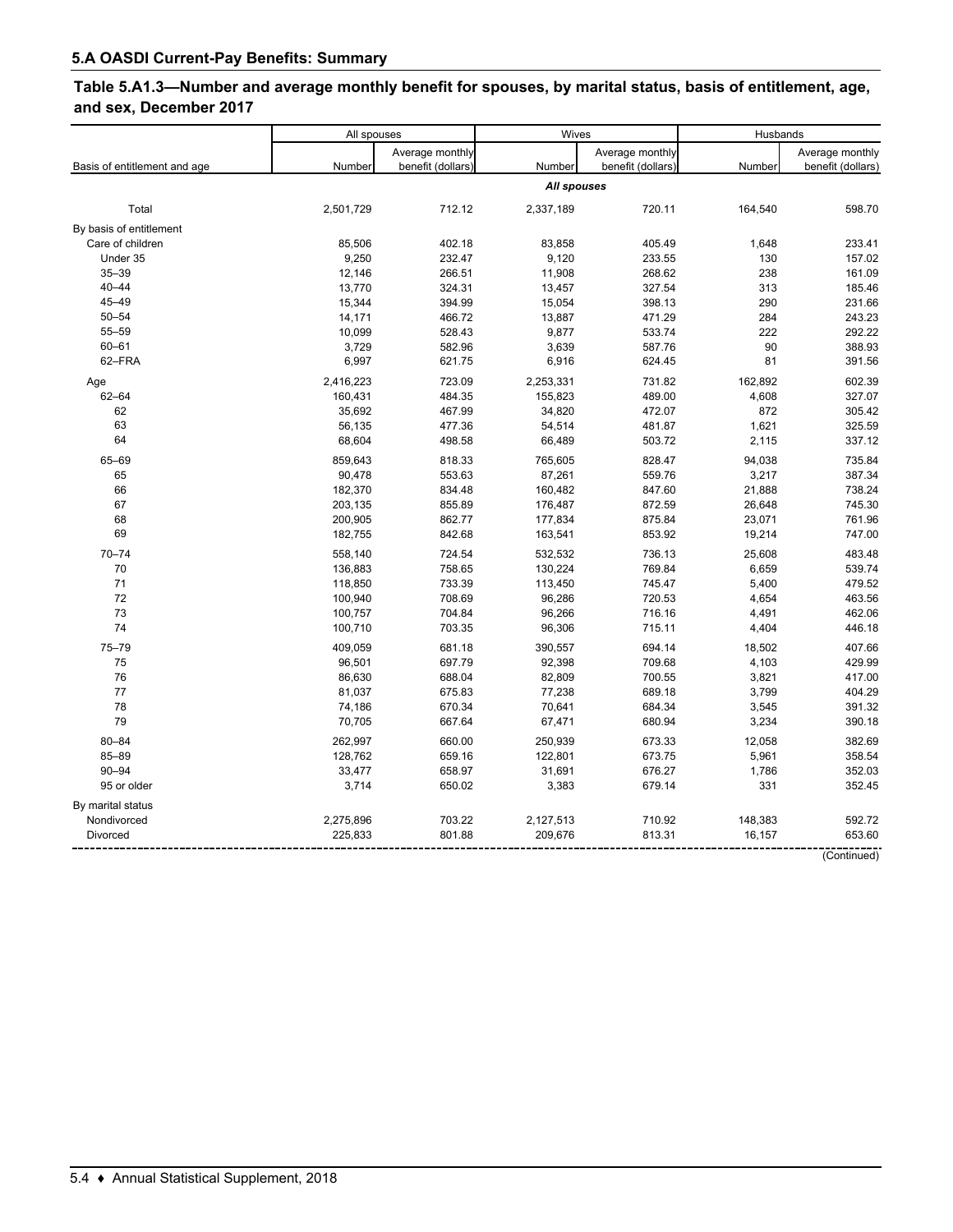## 5.A OASDI Current-Pay Benefits: Summary

### Table 5.A1.3—Number and average monthly benefit for spouses, by marital status, basis of entitlement, age, and sex, December 2017

| Basis of entitlement and age | All spouses | | Wives | | Husbands | |
|---|---|---|---|---|---|---|
| | Number | Average monthly benefit (dollars) | Number | Average monthly benefit (dollars) | Number | Average monthly benefit (dollars) |
| | | | ***All spouses*** | | | |
| Total | 2,501,729 | 712.12 | 2,337,189 | 720.11 | 164,540 | 598.70 |
| By basis of entitlement | | | | | | |
| Care of children | 85,506 | 402.18 | 83,858 | 405.49 | 1,648 | 233.41 |
| Under 35 | 9,250 | 232.47 | 9,120 | 233.55 | 130 | 157.02 |
| 35–39 | 12,146 | 266.51 | 11,908 | 268.62 | 238 | 161.09 |
| 40–44 | 13,770 | 324.31 | 13,457 | 327.54 | 313 | 185.46 |
| 45–49 | 15,344 | 394.99 | 15,054 | 398.13 | 290 | 231.66 |
| 50–54 | 14,171 | 466.72 | 13,887 | 471.29 | 284 | 243.23 |
| 55–59 | 10,099 | 528.43 | 9,877 | 533.74 | 222 | 292.22 |
| 60–61 | 3,729 | 582.96 | 3,639 | 587.76 | 90 | 388.93 |
| 62–FRA | 6,997 | 621.75 | 6,916 | 624.45 | 81 | 391.56 |
| Age | 2,416,223 | 723.09 | 2,253,331 | 731.82 | 162,892 | 602.39 |
| 62–64 | 160,431 | 484.35 | 155,823 | 489.00 | 4,608 | 327.07 |
| 62 | 35,692 | 467.99 | 34,820 | 472.07 | 872 | 305.42 |
| 63 | 56,135 | 477.36 | 54,514 | 481.87 | 1,621 | 325.59 |
| 64 | 68,604 | 498.58 | 66,489 | 503.72 | 2,115 | 337.12 |
| 65–69 | 859,643 | 818.33 | 765,605 | 828.47 | 94,038 | 735.84 |
| 65 | 90,478 | 553.63 | 87,261 | 559.76 | 3,217 | 387.34 |
| 66 | 182,370 | 834.48 | 160,482 | 847.60 | 21,888 | 738.24 |
| 67 | 203,135 | 855.89 | 176,487 | 872.59 | 26,648 | 745.30 |
| 68 | 200,905 | 862.77 | 177,834 | 875.84 | 23,071 | 761.96 |
| 69 | 182,755 | 842.68 | 163,541 | 853.92 | 19,214 | 747.00 |
| 70–74 | 558,140 | 724.54 | 532,532 | 736.13 | 25,608 | 483.48 |
| 70 | 136,883 | 758.65 | 130,224 | 769.84 | 6,659 | 539.74 |
| 71 | 118,850 | 733.39 | 113,450 | 745.47 | 5,400 | 479.52 |
| 72 | 100,940 | 708.69 | 96,286 | 720.53 | 4,654 | 463.56 |
| 73 | 100,757 | 704.84 | 96,266 | 716.16 | 4,491 | 462.06 |
| 74 | 100,710 | 703.35 | 96,306 | 715.11 | 4,404 | 446.18 |
| 75–79 | 409,059 | 681.18 | 390,557 | 694.14 | 18,502 | 407.66 |
| 75 | 96,501 | 697.79 | 92,398 | 709.68 | 4,103 | 429.99 |
| 76 | 86,630 | 688.04 | 82,809 | 700.55 | 3,821 | 417.00 |
| 77 | 81,037 | 675.83 | 77,238 | 689.18 | 3,799 | 404.29 |
| 78 | 74,186 | 670.34 | 70,641 | 684.34 | 3,545 | 391.32 |
| 79 | 70,705 | 667.64 | 67,471 | 680.94 | 3,234 | 390.18 |
| 80–84 | 262,997 | 660.00 | 250,939 | 673.33 | 12,058 | 382.69 |
| 85–89 | 128,762 | 659.16 | 122,801 | 673.75 | 5,961 | 358.54 |
| 90–94 | 33,477 | 658.97 | 31,691 | 676.27 | 1,786 | 352.03 |
| 95 or older | 3,714 | 650.02 | 3,383 | 679.14 | 331 | 352.45 |
| By marital status | | | | | | |
| Nondivorced | 2,275,896 | 703.22 | 2,127,513 | 710.92 | 148,383 | 592.72 |
| Divorced | 225,833 | 801.88 | 209,676 | 813.31 | 16,157 | 653.60 |

(Continued)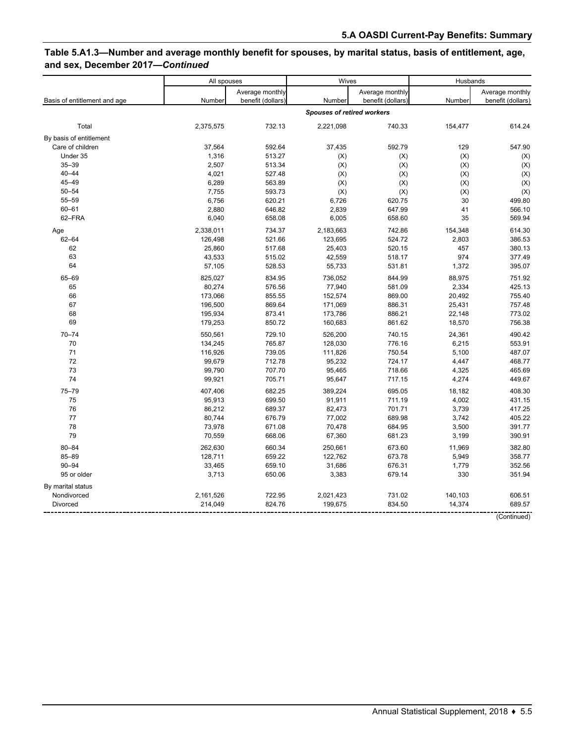## Table 5.A1.3—Number and average monthly benefit for spouses, by marital status, basis of entitlement, age, and sex, December 2017—*Continued*

| Basis of entitlement and age | All spouses | | Wives | | Husbands | |
|---|---|---|---|---|---|---|
| | Number | Average monthly benefit (dollars) | Number | Average monthly benefit (dollars) | Number | Average monthly benefit (dollars) |
| | | | ***Spouses of retired workers*** | | | |
| Total | 2,375,575 | 732.13 | 2,221,098 | 740.33 | 154,477 | 614.24 |
| By basis of entitlement | | | | | | |
| Care of children | 37,564 | 592.64 | 37,435 | 592.79 | 129 | 547.90 |
| Under 35 | 1,316 | 513.27 | (X) | (X) | (X) | (X) |
| 35–39 | 2,507 | 513.34 | (X) | (X) | (X) | (X) |
| 40–44 | 4,021 | 527.48 | (X) | (X) | (X) | (X) |
| 45–49 | 6,289 | 563.89 | (X) | (X) | (X) | (X) |
| 50–54 | 7,755 | 593.73 | (X) | (X) | (X) | (X) |
| 55–59 | 6,756 | 620.21 | 6,726 | 620.75 | 30 | 499.80 |
| 60–61 | 2,880 | 646.82 | 2,839 | 647.99 | 41 | 566.10 |
| 62–FRA | 6,040 | 658.08 | 6,005 | 658.60 | 35 | 569.94 |
| Age | 2,338,011 | 734.37 | 2,183,663 | 742.86 | 154,348 | 614.30 |
| 62–64 | 126,498 | 521.66 | 123,695 | 524.72 | 2,803 | 386.53 |
| 62 | 25,860 | 517.68 | 25,403 | 520.15 | 457 | 380.13 |
| 63 | 43,533 | 515.02 | 42,559 | 518.17 | 974 | 377.49 |
| 64 | 57,105 | 528.53 | 55,733 | 531.81 | 1,372 | 395.07 |
| 65–69 | 825,027 | 834.95 | 736,052 | 844.99 | 88,975 | 751.92 |
| 65 | 80,274 | 576.56 | 77,940 | 581.09 | 2,334 | 425.13 |
| 66 | 173,066 | 855.55 | 152,574 | 869.00 | 20,492 | 755.40 |
| 67 | 196,500 | 869.64 | 171,069 | 886.31 | 25,431 | 757.48 |
| 68 | 195,934 | 873.41 | 173,786 | 886.21 | 22,148 | 773.02 |
| 69 | 179,253 | 850.72 | 160,683 | 861.62 | 18,570 | 756.38 |
| 70–74 | 550,561 | 729.10 | 526,200 | 740.15 | 24,361 | 490.42 |
| 70 | 134,245 | 765.87 | 128,030 | 776.16 | 6,215 | 553.91 |
| 71 | 116,926 | 739.05 | 111,826 | 750.54 | 5,100 | 487.07 |
| 72 | 99,679 | 712.78 | 95,232 | 724.17 | 4,447 | 468.77 |
| 73 | 99,790 | 707.70 | 95,465 | 718.66 | 4,325 | 465.69 |
| 74 | 99,921 | 705.71 | 95,647 | 717.15 | 4,274 | 449.67 |
| 75–79 | 407,406 | 682.25 | 389,224 | 695.05 | 18,182 | 408.30 |
| 75 | 95,913 | 699.50 | 91,911 | 711.19 | 4,002 | 431.15 |
| 76 | 86,212 | 689.37 | 82,473 | 701.71 | 3,739 | 417.25 |
| 77 | 80,744 | 676.79 | 77,002 | 689.98 | 3,742 | 405.22 |
| 78 | 73,978 | 671.08 | 70,478 | 684.95 | 3,500 | 391.77 |
| 79 | 70,559 | 668.06 | 67,360 | 681.23 | 3,199 | 390.91 |
| 80–84 | 262,630 | 660.34 | 250,661 | 673.60 | 11,969 | 382.80 |
| 85–89 | 128,711 | 659.22 | 122,762 | 673.78 | 5,949 | 358.77 |
| 90–94 | 33,465 | 659.10 | 31,686 | 676.31 | 1,779 | 352.56 |
| 95 or older | 3,713 | 650.06 | 3,383 | 679.14 | 330 | 351.94 |
| By marital status | | | | | | |
| Nondivorced | 2,161,526 | 722.95 | 2,021,423 | 731.02 | 140,103 | 606.51 |
| Divorced | 214,049 | 824.76 | 199,675 | 834.50 | 14,374 | 689.57 |

(Continued)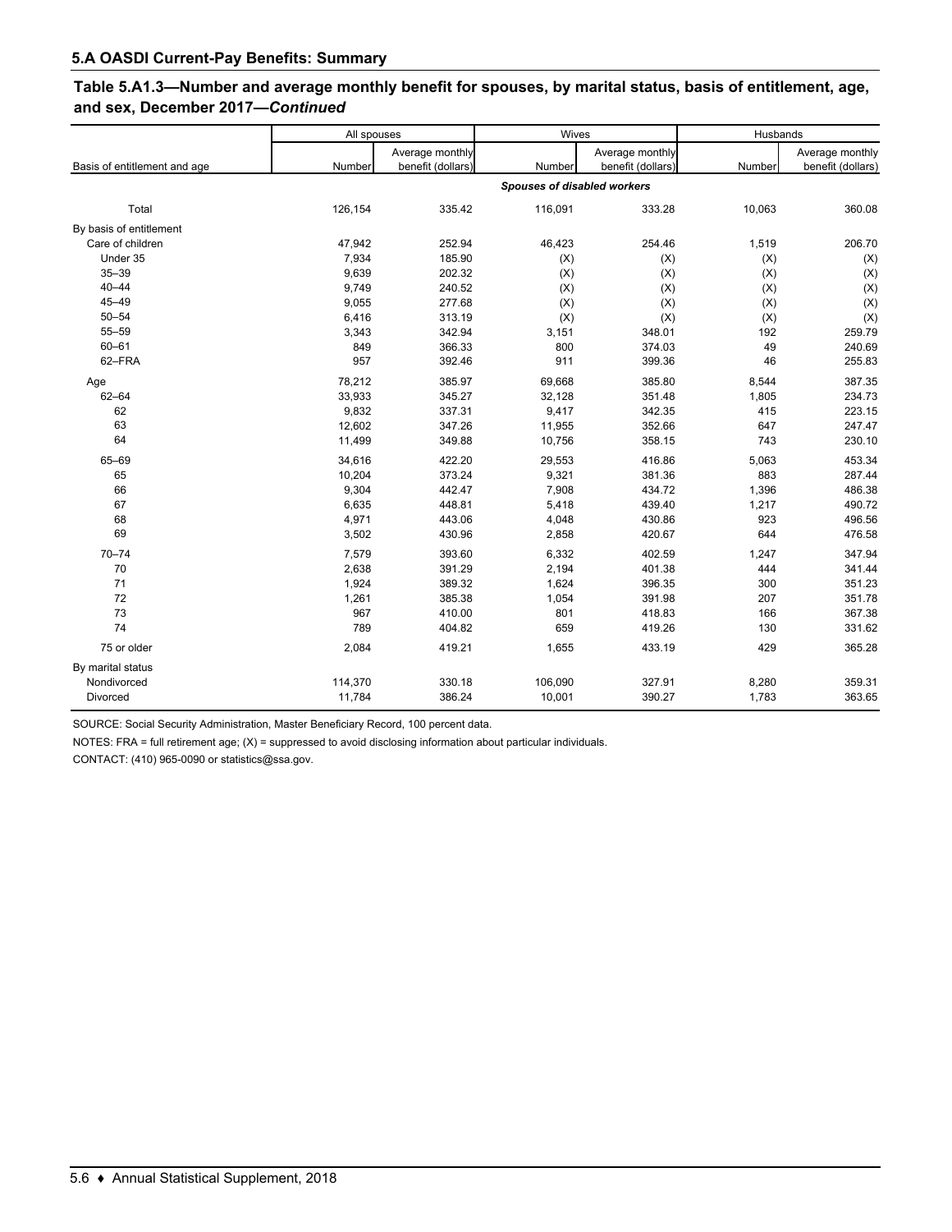## 5.A OASDI Current-Pay Benefits: Summary

### Table 5.A1.3—Number and average monthly benefit for spouses, by marital status, basis of entitlement, age, and sex, December 2017—*Continued*

| Basis of entitlement and age | All spouses | | Wives | | Husbands | |
|---|---|---|---|---|---|---|
| | Number | Average monthly benefit (dollars) | Number | Average monthly benefit (dollars) | Number | Average monthly benefit (dollars) |
| | | | ***Spouses of disabled workers*** | | | |
| Total | 126,154 | 335.42 | 116,091 | 333.28 | 10,063 | 360.08 |
| By basis of entitlement | | | | | | |
| Care of children | 47,942 | 252.94 | 46,423 | 254.46 | 1,519 | 206.70 |
| Under 35 | 7,934 | 185.90 | (X) | (X) | (X) | (X) |
| 35–39 | 9,639 | 202.32 | (X) | (X) | (X) | (X) |
| 40–44 | 9,749 | 240.52 | (X) | (X) | (X) | (X) |
| 45–49 | 9,055 | 277.68 | (X) | (X) | (X) | (X) |
| 50–54 | 6,416 | 313.19 | (X) | (X) | (X) | (X) |
| 55–59 | 3,343 | 342.94 | 3,151 | 348.01 | 192 | 259.79 |
| 60–61 | 849 | 366.33 | 800 | 374.03 | 49 | 240.69 |
| 62–FRA | 957 | 392.46 | 911 | 399.36 | 46 | 255.83 |
| Age | 78,212 | 385.97 | 69,668 | 385.80 | 8,544 | 387.35 |
| 62–64 | 33,933 | 345.27 | 32,128 | 351.48 | 1,805 | 234.73 |
| 62 | 9,832 | 337.31 | 9,417 | 342.35 | 415 | 223.15 |
| 63 | 12,602 | 347.26 | 11,955 | 352.66 | 647 | 247.47 |
| 64 | 11,499 | 349.88 | 10,756 | 358.15 | 743 | 230.10 |
| 65–69 | 34,616 | 422.20 | 29,553 | 416.86 | 5,063 | 453.34 |
| 65 | 10,204 | 373.24 | 9,321 | 381.36 | 883 | 287.44 |
| 66 | 9,304 | 442.47 | 7,908 | 434.72 | 1,396 | 486.38 |
| 67 | 6,635 | 448.81 | 5,418 | 439.40 | 1,217 | 490.72 |
| 68 | 4,971 | 443.06 | 4,048 | 430.86 | 923 | 496.56 |
| 69 | 3,502 | 430.96 | 2,858 | 420.67 | 644 | 476.58 |
| 70–74 | 7,579 | 393.60 | 6,332 | 402.59 | 1,247 | 347.94 |
| 70 | 2,638 | 391.29 | 2,194 | 401.38 | 444 | 341.44 |
| 71 | 1,924 | 389.32 | 1,624 | 396.35 | 300 | 351.23 |
| 72 | 1,261 | 385.38 | 1,054 | 391.98 | 207 | 351.78 |
| 73 | 967 | 410.00 | 801 | 418.83 | 166 | 367.38 |
| 74 | 789 | 404.82 | 659 | 419.26 | 130 | 331.62 |
| 75 or older | 2,084 | 419.21 | 1,655 | 433.19 | 429 | 365.28 |
| By marital status | | | | | | |
| Nondivorced | 114,370 | 330.18 | 106,090 | 327.91 | 8,280 | 359.31 |
| Divorced | 11,784 | 386.24 | 10,001 | 390.27 | 1,783 | 363.65 |

SOURCE: Social Security Administration, Master Beneficiary Record, 100 percent data.

NOTES: FRA = full retirement age; (X) = suppressed to avoid disclosing information about particular individuals.

CONTACT: (410) 965-0090 or statistics@ssa.gov.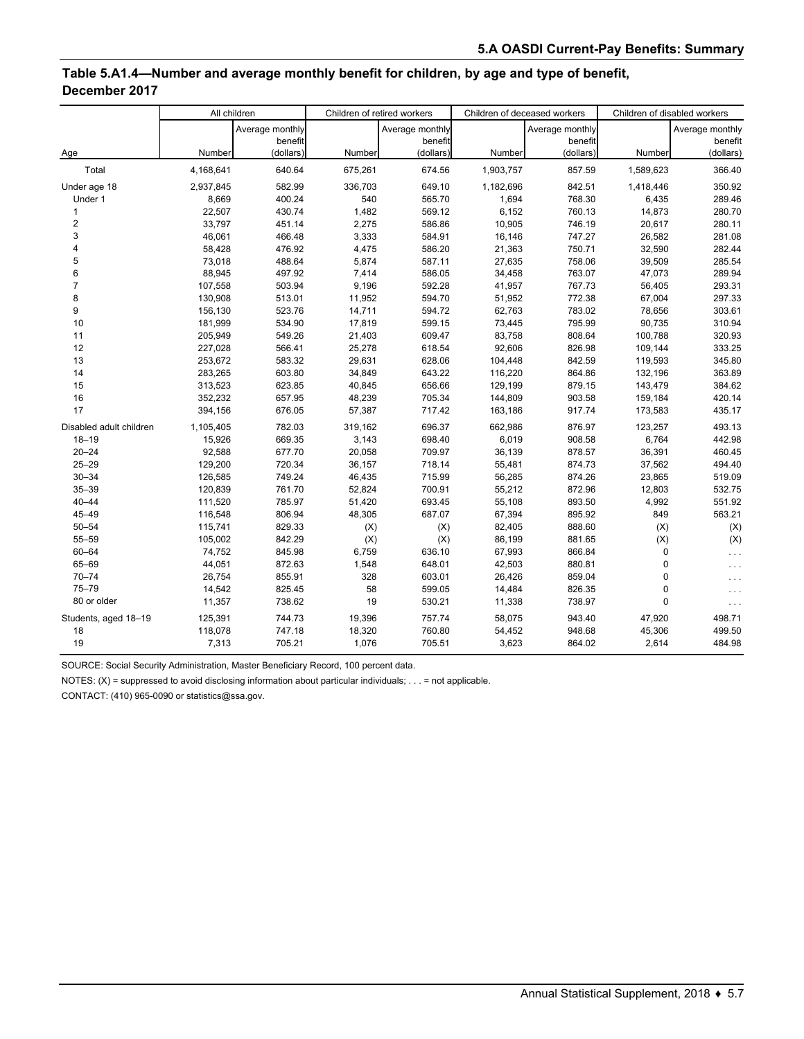### Table 5.A1.4—Number and average monthly benefit for children, by age and type of benefit, December 2017

| Age | All children | | Children of retired workers | | Children of deceased workers | | Children of disabled workers | |
|---|---|---|---|---|---|---|---|---|
| | Number | Average monthly benefit (dollars) | Number | Average monthly benefit (dollars) | Number | Average monthly benefit (dollars) | Number | Average monthly benefit (dollars) |
| Total | 4,168,641 | 640.64 | 675,261 | 674.56 | 1,903,757 | 857.59 | 1,589,623 | 366.40 |
| Under age 18 | 2,937,845 | 582.99 | 336,703 | 649.10 | 1,182,696 | 842.51 | 1,418,446 | 350.92 |
| Under 1 | 8,669 | 400.24 | 540 | 565.70 | 1,694 | 768.30 | 6,435 | 289.46 |
| 1 | 22,507 | 430.74 | 1,482 | 569.12 | 6,152 | 760.13 | 14,873 | 280.70 |
| 2 | 33,797 | 451.14 | 2,275 | 586.86 | 10,905 | 746.19 | 20,617 | 280.11 |
| 3 | 46,061 | 466.48 | 3,333 | 584.91 | 16,146 | 747.27 | 26,582 | 281.08 |
| 4 | 58,428 | 476.92 | 4,475 | 586.20 | 21,363 | 750.71 | 32,590 | 282.44 |
| 5 | 73,018 | 488.64 | 5,874 | 587.11 | 27,635 | 758.06 | 39,509 | 285.54 |
| 6 | 88,945 | 497.92 | 7,414 | 586.05 | 34,458 | 763.07 | 47,073 | 289.94 |
| 7 | 107,558 | 503.94 | 9,196 | 592.28 | 41,957 | 767.73 | 56,405 | 293.31 |
| 8 | 130,908 | 513.01 | 11,952 | 594.70 | 51,952 | 772.38 | 67,004 | 297.33 |
| 9 | 156,130 | 523.76 | 14,711 | 594.72 | 62,763 | 783.02 | 78,656 | 303.61 |
| 10 | 181,999 | 534.90 | 17,819 | 599.15 | 73,445 | 795.99 | 90,735 | 310.94 |
| 11 | 205,949 | 549.26 | 21,403 | 609.47 | 83,758 | 808.64 | 100,788 | 320.93 |
| 12 | 227,028 | 566.41 | 25,278 | 618.54 | 92,606 | 826.98 | 109,144 | 333.25 |
| 13 | 253,672 | 583.32 | 29,631 | 628.06 | 104,448 | 842.59 | 119,593 | 345.80 |
| 14 | 283,265 | 603.80 | 34,849 | 643.22 | 116,220 | 864.86 | 132,196 | 363.89 |
| 15 | 313,523 | 623.85 | 40,845 | 656.66 | 129,199 | 879.15 | 143,479 | 384.62 |
| 16 | 352,232 | 657.95 | 48,239 | 705.34 | 144,809 | 903.58 | 159,184 | 420.14 |
| 17 | 394,156 | 676.05 | 57,387 | 717.42 | 163,186 | 917.74 | 173,583 | 435.17 |
| Disabled adult children | 1,105,405 | 782.03 | 319,162 | 696.37 | 662,986 | 876.97 | 123,257 | 493.13 |
| 18–19 | 15,926 | 669.35 | 3,143 | 698.40 | 6,019 | 908.58 | 6,764 | 442.98 |
| 20–24 | 92,588 | 677.70 | 20,058 | 709.97 | 36,139 | 878.57 | 36,391 | 460.45 |
| 25–29 | 129,200 | 720.34 | 36,157 | 718.14 | 55,481 | 874.73 | 37,562 | 494.40 |
| 30–34 | 126,585 | 749.24 | 46,435 | 715.99 | 56,285 | 874.26 | 23,865 | 519.09 |
| 35–39 | 120,839 | 761.70 | 52,824 | 700.91 | 55,212 | 872.96 | 12,803 | 532.75 |
| 40–44 | 111,520 | 785.97 | 51,420 | 693.45 | 55,108 | 893.50 | 4,992 | 551.92 |
| 45–49 | 116,548 | 806.94 | 48,305 | 687.07 | 67,394 | 895.92 | 849 | 563.21 |
| 50–54 | 115,741 | 829.33 | (X) | (X) | 82,405 | 888.60 | (X) | (X) |
| 55–59 | 105,002 | 842.29 | (X) | (X) | 86,199 | 881.65 | (X) | (X) |
| 60–64 | 74,752 | 845.98 | 6,759 | 636.10 | 67,993 | 866.84 | 0 | . . . |
| 65–69 | 44,051 | 872.63 | 1,548 | 648.01 | 42,503 | 880.81 | 0 | . . . |
| 70–74 | 26,754 | 855.91 | 328 | 603.01 | 26,426 | 859.04 | 0 | . . . |
| 75–79 | 14,542 | 825.45 | 58 | 599.05 | 14,484 | 826.35 | 0 | . . . |
| 80 or older | 11,357 | 738.62 | 19 | 530.21 | 11,338 | 738.97 | 0 | . . . |
| Students, aged 18–19 | 125,391 | 744.73 | 19,396 | 757.74 | 58,075 | 943.40 | 47,920 | 498.71 |
| 18 | 118,078 | 747.18 | 18,320 | 760.80 | 54,452 | 948.68 | 45,306 | 499.50 |
| 19 | 7,313 | 705.21 | 1,076 | 705.51 | 3,623 | 864.02 | 2,614 | 484.98 |

SOURCE: Social Security Administration, Master Beneficiary Record, 100 percent data.

NOTES: (X) = suppressed to avoid disclosing information about particular individuals; . . . = not applicable.

CONTACT: (410) 965-0090 or statistics@ssa.gov.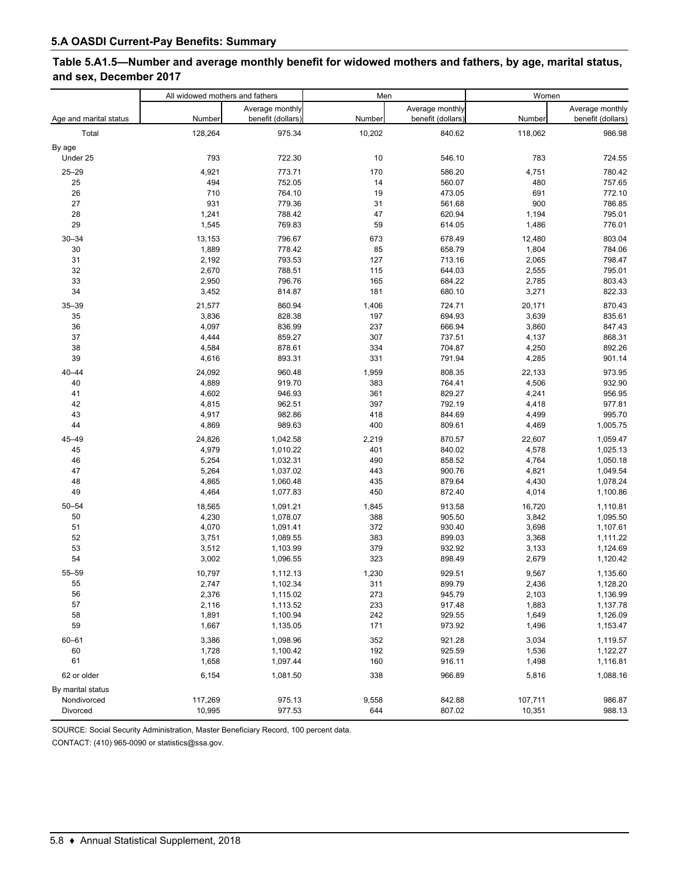## 5.A OASDI Current-Pay Benefits: Summary

### Table 5.A1.5—Number and average monthly benefit for widowed mothers and fathers, by age, marital status, and sex, December 2017

| Age and marital status | All widowed mothers and fathers | | Men | | Women | |
|---|---|---|---|---|---|---|
| | Number | Average monthly benefit (dollars) | Number | Average monthly benefit (dollars) | Number | Average monthly benefit (dollars) |
| Total | 128,264 | 975.34 | 10,202 | 840.62 | 118,062 | 986.98 |
| By age | | | | | | |
| Under 25 | 793 | 722.30 | 10 | 546.10 | 783 | 724.55 |
| 25–29 | 4,921 | 773.71 | 170 | 586.20 | 4,751 | 780.42 |
| 25 | 494 | 752.05 | 14 | 560.07 | 480 | 757.65 |
| 26 | 710 | 764.10 | 19 | 473.05 | 691 | 772.10 |
| 27 | 931 | 779.36 | 31 | 561.68 | 900 | 786.85 |
| 28 | 1,241 | 788.42 | 47 | 620.94 | 1,194 | 795.01 |
| 29 | 1,545 | 769.83 | 59 | 614.05 | 1,486 | 776.01 |
| 30–34 | 13,153 | 796.67 | 673 | 678.49 | 12,480 | 803.04 |
| 30 | 1,889 | 778.42 | 85 | 658.79 | 1,804 | 784.06 |
| 31 | 2,192 | 793.53 | 127 | 713.16 | 2,065 | 798.47 |
| 32 | 2,670 | 788.51 | 115 | 644.03 | 2,555 | 795.01 |
| 33 | 2,950 | 796.76 | 165 | 684.22 | 2,785 | 803.43 |
| 34 | 3,452 | 814.87 | 181 | 680.10 | 3,271 | 822.33 |
| 35–39 | 21,577 | 860.94 | 1,406 | 724.71 | 20,171 | 870.43 |
| 35 | 3,836 | 828.38 | 197 | 694.93 | 3,639 | 835.61 |
| 36 | 4,097 | 836.99 | 237 | 666.94 | 3,860 | 847.43 |
| 37 | 4,444 | 859.27 | 307 | 737.51 | 4,137 | 868.31 |
| 38 | 4,584 | 878.61 | 334 | 704.87 | 4,250 | 892.26 |
| 39 | 4,616 | 893.31 | 331 | 791.94 | 4,285 | 901.14 |
| 40–44 | 24,092 | 960.48 | 1,959 | 808.35 | 22,133 | 973.95 |
| 40 | 4,889 | 919.70 | 383 | 764.41 | 4,506 | 932.90 |
| 41 | 4,602 | 946.93 | 361 | 829.27 | 4,241 | 956.95 |
| 42 | 4,815 | 962.51 | 397 | 792.19 | 4,418 | 977.81 |
| 43 | 4,917 | 982.86 | 418 | 844.69 | 4,499 | 995.70 |
| 44 | 4,869 | 989.63 | 400 | 809.61 | 4,469 | 1,005.75 |
| 45–49 | 24,826 | 1,042.58 | 2,219 | 870.57 | 22,607 | 1,059.47 |
| 45 | 4,979 | 1,010.22 | 401 | 840.02 | 4,578 | 1,025.13 |
| 46 | 5,254 | 1,032.31 | 490 | 858.52 | 4,764 | 1,050.18 |
| 47 | 5,264 | 1,037.02 | 443 | 900.76 | 4,821 | 1,049.54 |
| 48 | 4,865 | 1,060.48 | 435 | 879.64 | 4,430 | 1,078.24 |
| 49 | 4,464 | 1,077.83 | 450 | 872.40 | 4,014 | 1,100.86 |
| 50–54 | 18,565 | 1,091.21 | 1,845 | 913.58 | 16,720 | 1,110.81 |
| 50 | 4,230 | 1,078.07 | 388 | 905.50 | 3,842 | 1,095.50 |
| 51 | 4,070 | 1,091.41 | 372 | 930.40 | 3,698 | 1,107.61 |
| 52 | 3,751 | 1,089.55 | 383 | 899.03 | 3,368 | 1,111.22 |
| 53 | 3,512 | 1,103.99 | 379 | 932.92 | 3,133 | 1,124.69 |
| 54 | 3,002 | 1,096.55 | 323 | 898.49 | 2,679 | 1,120.42 |
| 55–59 | 10,797 | 1,112.13 | 1,230 | 929.51 | 9,567 | 1,135.60 |
| 55 | 2,747 | 1,102.34 | 311 | 899.79 | 2,436 | 1,128.20 |
| 56 | 2,376 | 1,115.02 | 273 | 945.79 | 2,103 | 1,136.99 |
| 57 | 2,116 | 1,113.52 | 233 | 917.48 | 1,883 | 1,137.78 |
| 58 | 1,891 | 1,100.94 | 242 | 929.55 | 1,649 | 1,126.09 |
| 59 | 1,667 | 1,135.05 | 171 | 973.92 | 1,496 | 1,153.47 |
| 60–61 | 3,386 | 1,098.96 | 352 | 921.28 | 3,034 | 1,119.57 |
| 60 | 1,728 | 1,100.42 | 192 | 925.59 | 1,536 | 1,122.27 |
| 61 | 1,658 | 1,097.44 | 160 | 916.11 | 1,498 | 1,116.81 |
| 62 or older | 6,154 | 1,081.50 | 338 | 966.89 | 5,816 | 1,088.16 |
| By marital status | | | | | | |
| Nondivorced | 117,269 | 975.13 | 9,558 | 842.88 | 107,711 | 986.87 |
| Divorced | 10,995 | 977.53 | 644 | 807.02 | 10,351 | 988.13 |

SOURCE: Social Security Administration, Master Beneficiary Record, 100 percent data.

CONTACT: (410) 965-0090 or statistics@ssa.gov.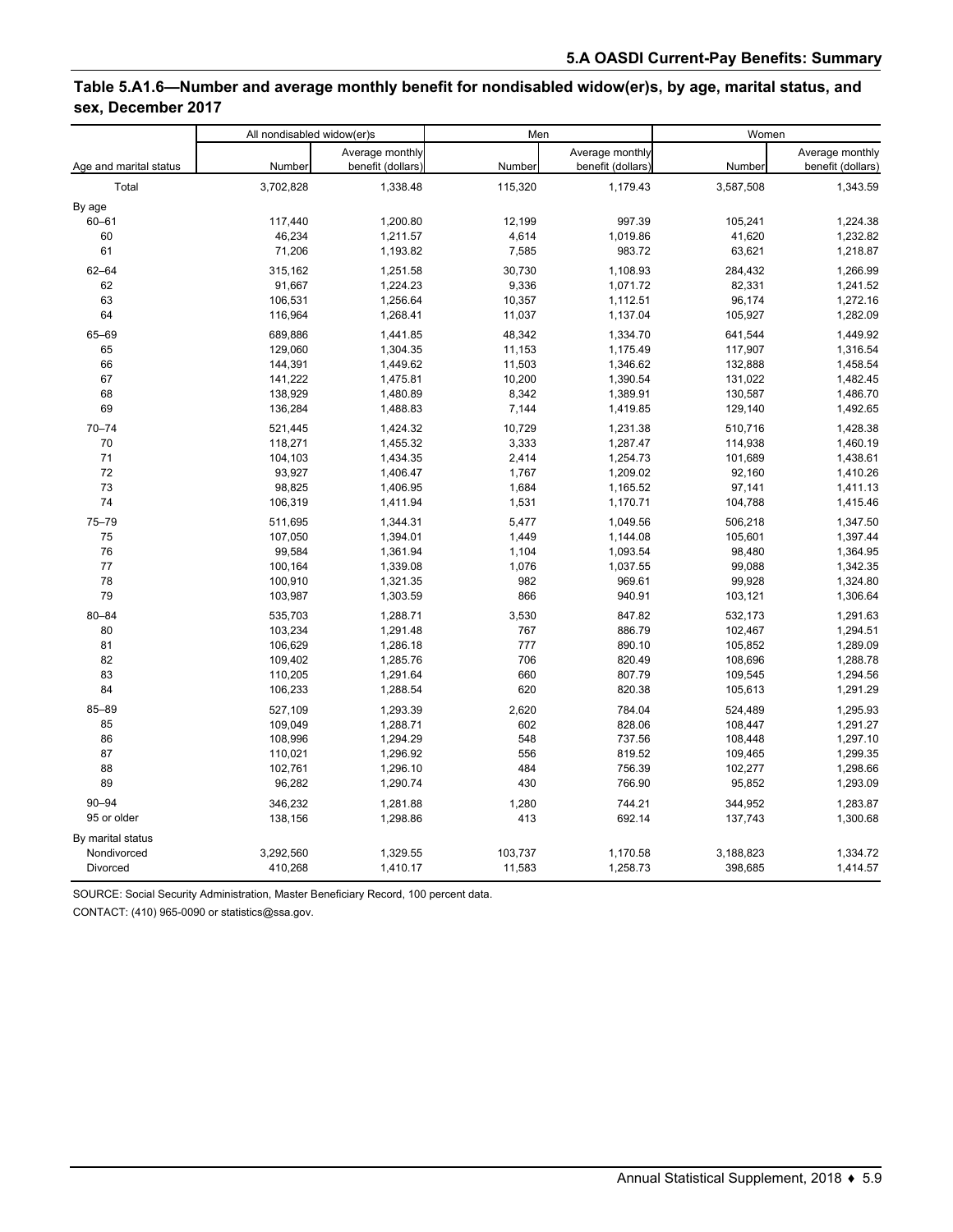# Table 5.A1.6—Number and average monthly benefit for nondisabled widow(er)s, by age, marital status, and sex, December 2017

| Age and marital status | All nondisabled widow(er)s | | Men | | Women | |
|---|---|---|---|---|---|---|
| | Number | Average monthly benefit (dollars) | Number | Average monthly benefit (dollars) | Number | Average monthly benefit (dollars) |
| Total | 3,702,828 | 1,338.48 | 115,320 | 1,179.43 | 3,587,508 | 1,343.59 |
| By age | | | | | | |
| 60–61 | 117,440 | 1,200.80 | 12,199 | 997.39 | 105,241 | 1,224.38 |
| 60 | 46,234 | 1,211.57 | 4,614 | 1,019.86 | 41,620 | 1,232.82 |
| 61 | 71,206 | 1,193.82 | 7,585 | 983.72 | 63,621 | 1,218.87 |
| 62–64 | 315,162 | 1,251.58 | 30,730 | 1,108.93 | 284,432 | 1,266.99 |
| 62 | 91,667 | 1,224.23 | 9,336 | 1,071.72 | 82,331 | 1,241.52 |
| 63 | 106,531 | 1,256.64 | 10,357 | 1,112.51 | 96,174 | 1,272.16 |
| 64 | 116,964 | 1,268.41 | 11,037 | 1,137.04 | 105,927 | 1,282.09 |
| 65–69 | 689,886 | 1,441.85 | 48,342 | 1,334.70 | 641,544 | 1,449.92 |
| 65 | 129,060 | 1,304.35 | 11,153 | 1,175.49 | 117,907 | 1,316.54 |
| 66 | 144,391 | 1,449.62 | 11,503 | 1,346.62 | 132,888 | 1,458.54 |
| 67 | 141,222 | 1,475.81 | 10,200 | 1,390.54 | 131,022 | 1,482.45 |
| 68 | 138,929 | 1,480.89 | 8,342 | 1,389.91 | 130,587 | 1,486.70 |
| 69 | 136,284 | 1,488.83 | 7,144 | 1,419.85 | 129,140 | 1,492.65 |
| 70–74 | 521,445 | 1,424.32 | 10,729 | 1,231.38 | 510,716 | 1,428.38 |
| 70 | 118,271 | 1,455.32 | 3,333 | 1,287.47 | 114,938 | 1,460.19 |
| 71 | 104,103 | 1,434.35 | 2,414 | 1,254.73 | 101,689 | 1,438.61 |
| 72 | 93,927 | 1,406.47 | 1,767 | 1,209.02 | 92,160 | 1,410.26 |
| 73 | 98,825 | 1,406.95 | 1,684 | 1,165.52 | 97,141 | 1,411.13 |
| 74 | 106,319 | 1,411.94 | 1,531 | 1,170.71 | 104,788 | 1,415.46 |
| 75–79 | 511,695 | 1,344.31 | 5,477 | 1,049.56 | 506,218 | 1,347.50 |
| 75 | 107,050 | 1,394.01 | 1,449 | 1,144.08 | 105,601 | 1,397.44 |
| 76 | 99,584 | 1,361.94 | 1,104 | 1,093.54 | 98,480 | 1,364.95 |
| 77 | 100,164 | 1,339.08 | 1,076 | 1,037.55 | 99,088 | 1,342.35 |
| 78 | 100,910 | 1,321.35 | 982 | 969.61 | 99,928 | 1,324.80 |
| 79 | 103,987 | 1,303.59 | 866 | 940.91 | 103,121 | 1,306.64 |
| 80–84 | 535,703 | 1,288.71 | 3,530 | 847.82 | 532,173 | 1,291.63 |
| 80 | 103,234 | 1,291.48 | 767 | 886.79 | 102,467 | 1,294.51 |
| 81 | 106,629 | 1,286.18 | 777 | 890.10 | 105,852 | 1,289.09 |
| 82 | 109,402 | 1,285.76 | 706 | 820.49 | 108,696 | 1,288.78 |
| 83 | 110,205 | 1,291.64 | 660 | 807.79 | 109,545 | 1,294.56 |
| 84 | 106,233 | 1,288.54 | 620 | 820.38 | 105,613 | 1,291.29 |
| 85–89 | 527,109 | 1,293.39 | 2,620 | 784.04 | 524,489 | 1,295.93 |
| 85 | 109,049 | 1,288.71 | 602 | 828.06 | 108,447 | 1,291.27 |
| 86 | 108,996 | 1,294.29 | 548 | 737.56 | 108,448 | 1,297.10 |
| 87 | 110,021 | 1,296.92 | 556 | 819.52 | 109,465 | 1,299.35 |
| 88 | 102,761 | 1,296.10 | 484 | 756.39 | 102,277 | 1,298.66 |
| 89 | 96,282 | 1,290.74 | 430 | 766.90 | 95,852 | 1,293.09 |
| 90–94 | 346,232 | 1,281.88 | 1,280 | 744.21 | 344,952 | 1,283.87 |
| 95 or older | 138,156 | 1,298.86 | 413 | 692.14 | 137,743 | 1,300.68 |
| By marital status | | | | | | |
| Nondivorced | 3,292,560 | 1,329.55 | 103,737 | 1,170.58 | 3,188,823 | 1,334.72 |
| Divorced | 410,268 | 1,410.17 | 11,583 | 1,258.73 | 398,685 | 1,414.57 |

SOURCE: Social Security Administration, Master Beneficiary Record, 100 percent data.

CONTACT: (410) 965-0090 or statistics@ssa.gov.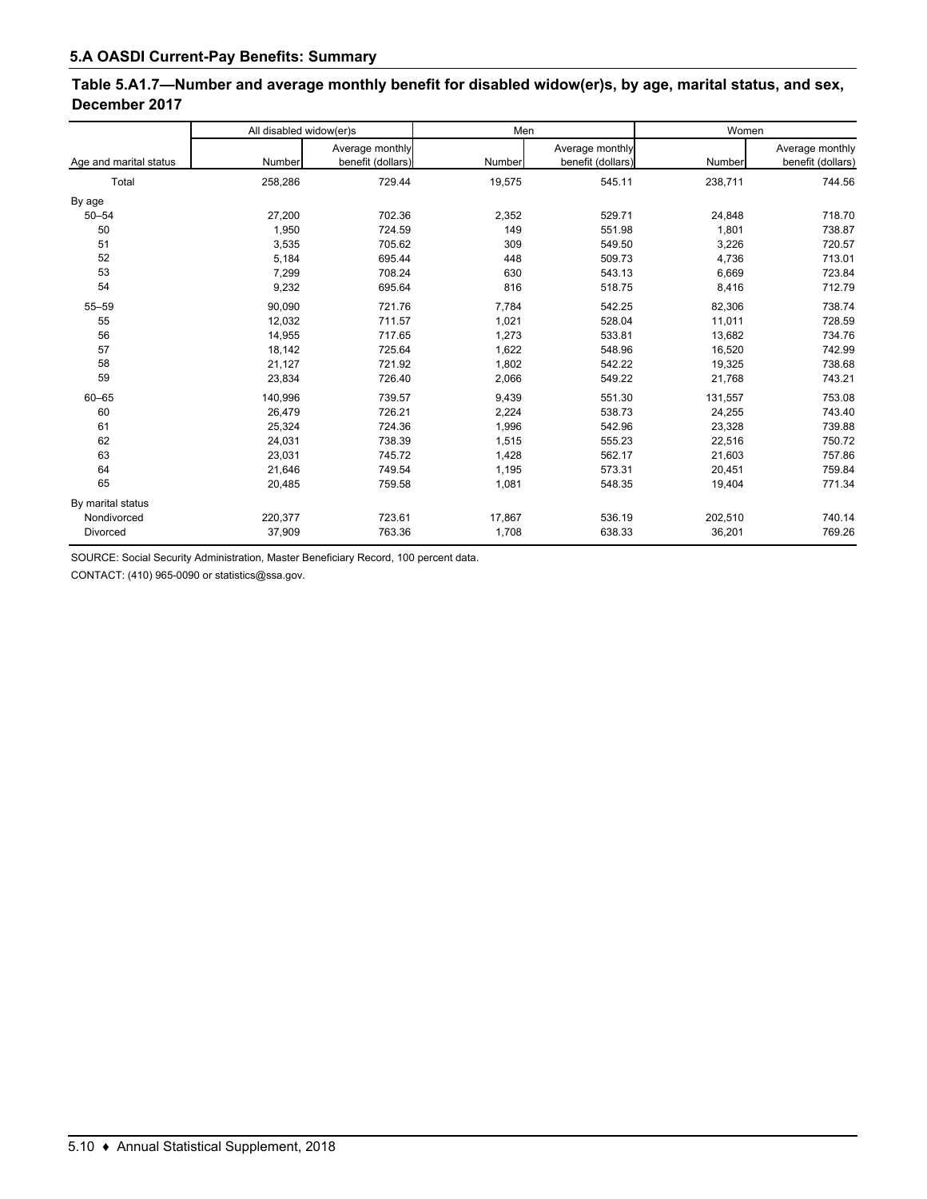## 5.A OASDI Current-Pay Benefits: Summary

### Table 5.A1.7—Number and average monthly benefit for disabled widow(er)s, by age, marital status, and sex, December 2017

| Age and marital status | All disabled widow(er)s | | Men | | Women | |
|---|---|---|---|---|---|---|
| | Number | Average monthly benefit (dollars) | Number | Average monthly benefit (dollars) | Number | Average monthly benefit (dollars) |
| Total | 258,286 | 729.44 | 19,575 | 545.11 | 238,711 | 744.56 |
| By age | | | | | | |
| 50–54 | 27,200 | 702.36 | 2,352 | 529.71 | 24,848 | 718.70 |
| 50 | 1,950 | 724.59 | 149 | 551.98 | 1,801 | 738.87 |
| 51 | 3,535 | 705.62 | 309 | 549.50 | 3,226 | 720.57 |
| 52 | 5,184 | 695.44 | 448 | 509.73 | 4,736 | 713.01 |
| 53 | 7,299 | 708.24 | 630 | 543.13 | 6,669 | 723.84 |
| 54 | 9,232 | 695.64 | 816 | 518.75 | 8,416 | 712.79 |
| 55–59 | 90,090 | 721.76 | 7,784 | 542.25 | 82,306 | 738.74 |
| 55 | 12,032 | 711.57 | 1,021 | 528.04 | 11,011 | 728.59 |
| 56 | 14,955 | 717.65 | 1,273 | 533.81 | 13,682 | 734.76 |
| 57 | 18,142 | 725.64 | 1,622 | 548.96 | 16,520 | 742.99 |
| 58 | 21,127 | 721.92 | 1,802 | 542.22 | 19,325 | 738.68 |
| 59 | 23,834 | 726.40 | 2,066 | 549.22 | 21,768 | 743.21 |
| 60–65 | 140,996 | 739.57 | 9,439 | 551.30 | 131,557 | 753.08 |
| 60 | 26,479 | 726.21 | 2,224 | 538.73 | 24,255 | 743.40 |
| 61 | 25,324 | 724.36 | 1,996 | 542.96 | 23,328 | 739.88 |
| 62 | 24,031 | 738.39 | 1,515 | 555.23 | 22,516 | 750.72 |
| 63 | 23,031 | 745.72 | 1,428 | 562.17 | 21,603 | 757.86 |
| 64 | 21,646 | 749.54 | 1,195 | 573.31 | 20,451 | 759.84 |
| 65 | 20,485 | 759.58 | 1,081 | 548.35 | 19,404 | 771.34 |
| By marital status | | | | | | |
| Nondivorced | 220,377 | 723.61 | 17,867 | 536.19 | 202,510 | 740.14 |
| Divorced | 37,909 | 763.36 | 1,708 | 638.33 | 36,201 | 769.26 |

SOURCE: Social Security Administration, Master Beneficiary Record, 100 percent data.

CONTACT: (410) 965-0090 or statistics@ssa.gov.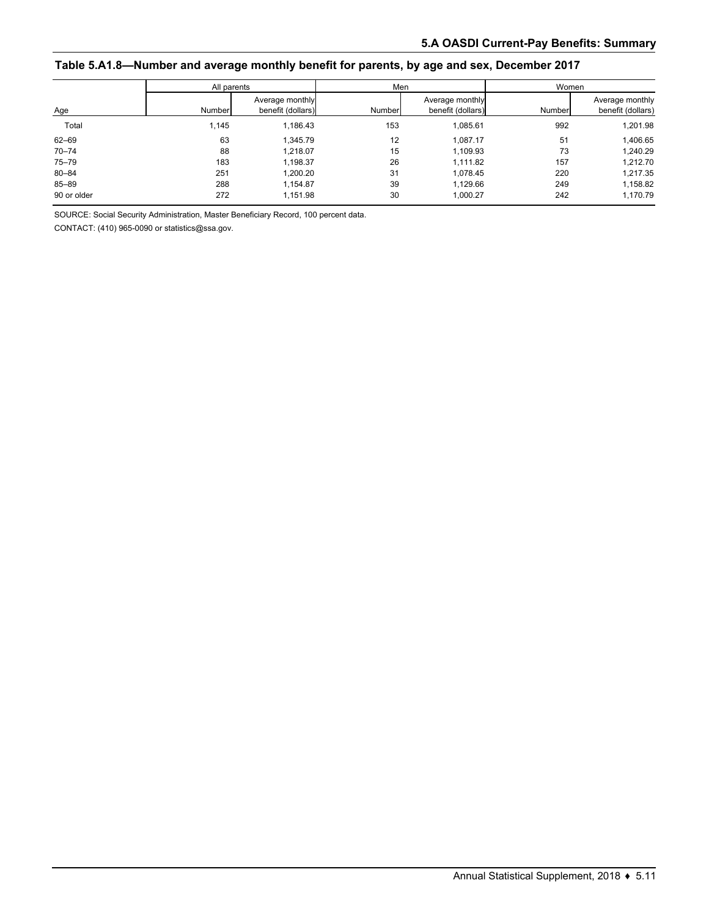## Table 5.A1.8—Number and average monthly benefit for parents, by age and sex, December 2017

| Age | All parents | | Men | | Women | |
|---|---|---|---|---|---|---|
| | Number | Average monthly benefit (dollars) | Number | Average monthly benefit (dollars) | Number | Average monthly benefit (dollars) |
| Total | 1,145 | 1,186.43 | 153 | 1,085.61 | 992 | 1,201.98 |
| 62–69 | 63 | 1,345.79 | 12 | 1,087.17 | 51 | 1,406.65 |
| 70–74 | 88 | 1,218.07 | 15 | 1,109.93 | 73 | 1,240.29 |
| 75–79 | 183 | 1,198.37 | 26 | 1,111.82 | 157 | 1,212.70 |
| 80–84 | 251 | 1,200.20 | 31 | 1,078.45 | 220 | 1,217.35 |
| 85–89 | 288 | 1,154.87 | 39 | 1,129.66 | 249 | 1,158.82 |
| 90 or older | 272 | 1,151.98 | 30 | 1,000.27 | 242 | 1,170.79 |

SOURCE: Social Security Administration, Master Beneficiary Record, 100 percent data.

CONTACT: (410) 965-0090 or statistics@ssa.gov.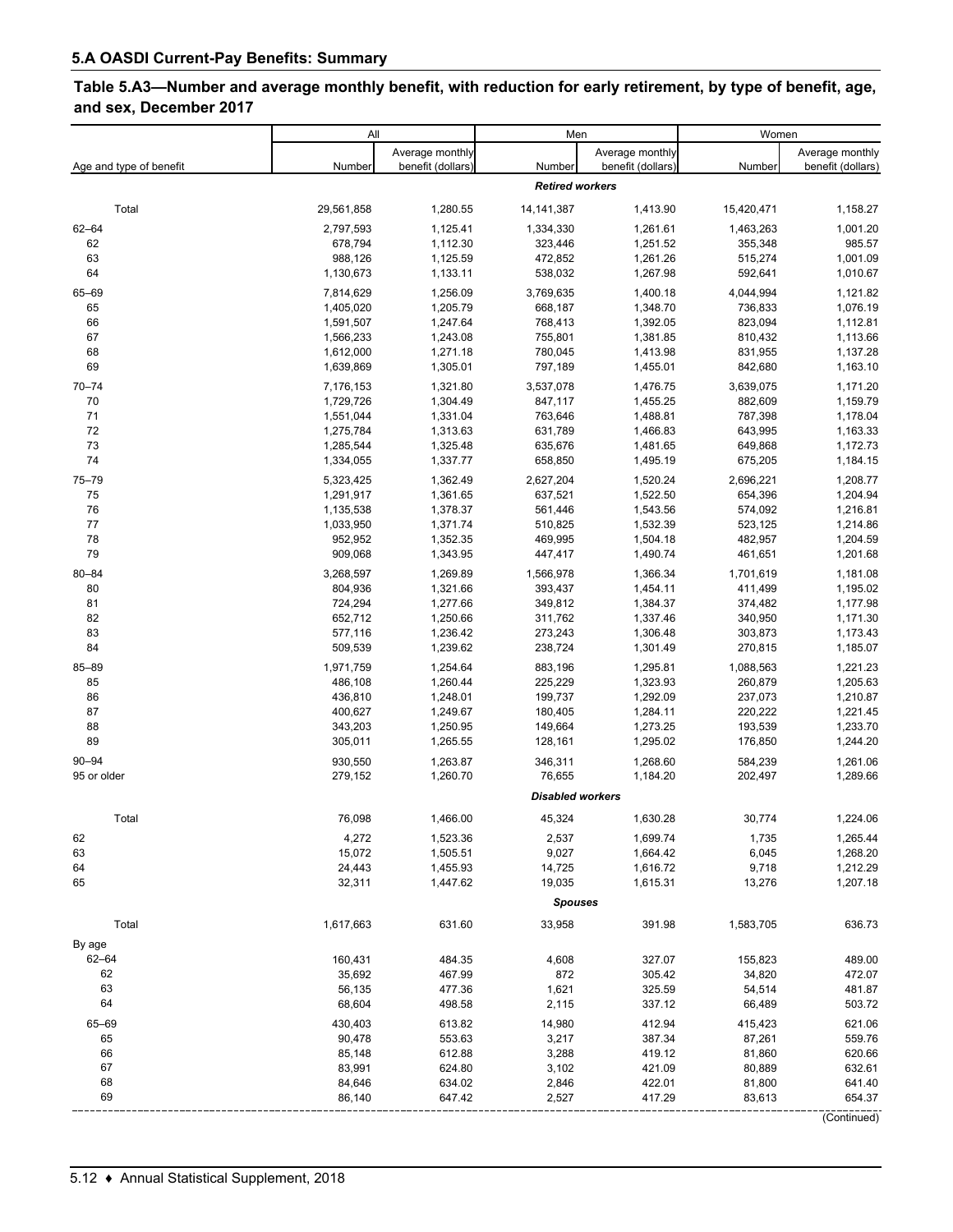## 5.A OASDI Current-Pay Benefits: Summary

### Table 5.A3—Number and average monthly benefit, with reduction for early retirement, by type of benefit, age, and sex, December 2017

| Age and type of benefit | All | | Men | | Women | |
|---|---|---|---|---|---|---|
| | Number | Average monthly benefit (dollars) | Number | Average monthly benefit (dollars) | Number | Average monthly benefit (dollars) |
| | | | ***Retired workers*** | | | |
| Total | 29,561,858 | 1,280.55 | 14,141,387 | 1,413.90 | 15,420,471 | 1,158.27 |
| 62–64 | 2,797,593 | 1,125.41 | 1,334,330 | 1,261.61 | 1,463,263 | 1,001.20 |
| 62 | 678,794 | 1,112.30 | 323,446 | 1,251.52 | 355,348 | 985.57 |
| 63 | 988,126 | 1,125.59 | 472,852 | 1,261.26 | 515,274 | 1,001.09 |
| 64 | 1,130,673 | 1,133.11 | 538,032 | 1,267.98 | 592,641 | 1,010.67 |
| 65–69 | 7,814,629 | 1,256.09 | 3,769,635 | 1,400.18 | 4,044,994 | 1,121.82 |
| 65 | 1,405,020 | 1,205.79 | 668,187 | 1,348.70 | 736,833 | 1,076.19 |
| 66 | 1,591,507 | 1,247.64 | 768,413 | 1,392.05 | 823,094 | 1,112.81 |
| 67 | 1,566,233 | 1,243.08 | 755,801 | 1,381.85 | 810,432 | 1,113.66 |
| 68 | 1,612,000 | 1,271.18 | 780,045 | 1,413.98 | 831,955 | 1,137.28 |
| 69 | 1,639,869 | 1,305.01 | 797,189 | 1,455.01 | 842,680 | 1,163.10 |
| 70–74 | 7,176,153 | 1,321.80 | 3,537,078 | 1,476.75 | 3,639,075 | 1,171.20 |
| 70 | 1,729,726 | 1,304.49 | 847,117 | 1,455.25 | 882,609 | 1,159.79 |
| 71 | 1,551,044 | 1,331.04 | 763,646 | 1,488.81 | 787,398 | 1,178.04 |
| 72 | 1,275,784 | 1,313.63 | 631,789 | 1,466.83 | 643,995 | 1,163.33 |
| 73 | 1,285,544 | 1,325.48 | 635,676 | 1,481.65 | 649,868 | 1,172.73 |
| 74 | 1,334,055 | 1,337.77 | 658,850 | 1,495.19 | 675,205 | 1,184.15 |
| 75–79 | 5,323,425 | 1,362.49 | 2,627,204 | 1,520.24 | 2,696,221 | 1,208.77 |
| 75 | 1,291,917 | 1,361.65 | 637,521 | 1,522.50 | 654,396 | 1,204.94 |
| 76 | 1,135,538 | 1,378.37 | 561,446 | 1,543.56 | 574,092 | 1,216.81 |
| 77 | 1,033,950 | 1,371.74 | 510,825 | 1,532.39 | 523,125 | 1,214.86 |
| 78 | 952,952 | 1,352.35 | 469,995 | 1,504.18 | 482,957 | 1,204.59 |
| 79 | 909,068 | 1,343.95 | 447,417 | 1,490.74 | 461,651 | 1,201.68 |
| 80–84 | 3,268,597 | 1,269.89 | 1,566,978 | 1,366.34 | 1,701,619 | 1,181.08 |
| 80 | 804,936 | 1,321.66 | 393,437 | 1,454.11 | 411,499 | 1,195.02 |
| 81 | 724,294 | 1,277.66 | 349,812 | 1,384.37 | 374,482 | 1,177.98 |
| 82 | 652,712 | 1,250.66 | 311,762 | 1,337.46 | 340,950 | 1,171.30 |
| 83 | 577,116 | 1,236.42 | 273,243 | 1,306.48 | 303,873 | 1,173.43 |
| 84 | 509,539 | 1,239.62 | 238,724 | 1,301.49 | 270,815 | 1,185.07 |
| 85–89 | 1,971,759 | 1,254.64 | 883,196 | 1,295.81 | 1,088,563 | 1,221.23 |
| 85 | 486,108 | 1,260.44 | 225,229 | 1,323.93 | 260,879 | 1,205.63 |
| 86 | 436,810 | 1,248.01 | 199,737 | 1,292.09 | 237,073 | 1,210.87 |
| 87 | 400,627 | 1,249.67 | 180,405 | 1,284.11 | 220,222 | 1,221.45 |
| 88 | 343,203 | 1,250.95 | 149,664 | 1,273.25 | 193,539 | 1,233.70 |
| 89 | 305,011 | 1,265.55 | 128,161 | 1,295.02 | 176,850 | 1,244.20 |
| 90–94 | 930,550 | 1,263.87 | 346,311 | 1,268.60 | 584,239 | 1,261.06 |
| 95 or older | 279,152 | 1,260.70 | 76,655 | 1,184.20 | 202,497 | 1,289.66 |
| | | | ***Disabled workers*** | | | |
| Total | 76,098 | 1,466.00 | 45,324 | 1,630.28 | 30,774 | 1,224.06 |
| 62 | 4,272 | 1,523.36 | 2,537 | 1,699.74 | 1,735 | 1,265.44 |
| 63 | 15,072 | 1,505.51 | 9,027 | 1,664.42 | 6,045 | 1,268.20 |
| 64 | 24,443 | 1,455.93 | 14,725 | 1,616.72 | 9,718 | 1,212.29 |
| 65 | 32,311 | 1,447.62 | 19,035 | 1,615.31 | 13,276 | 1,207.18 |
| | | | ***Spouses*** | | | |
| Total | 1,617,663 | 631.60 | 33,958 | 391.98 | 1,583,705 | 636.73 |
| By age | | | | | | |
| 62–64 | 160,431 | 484.35 | 4,608 | 327.07 | 155,823 | 489.00 |
| 62 | 35,692 | 467.99 | 872 | 305.42 | 34,820 | 472.07 |
| 63 | 56,135 | 477.36 | 1,621 | 325.59 | 54,514 | 481.87 |
| 64 | 68,604 | 498.58 | 2,115 | 337.12 | 66,489 | 503.72 |
| 65–69 | 430,403 | 613.82 | 14,980 | 412.94 | 415,423 | 621.06 |
| 65 | 90,478 | 553.63 | 3,217 | 387.34 | 87,261 | 559.76 |
| 66 | 85,148 | 612.88 | 3,288 | 419.12 | 81,860 | 620.66 |
| 67 | 83,991 | 624.80 | 3,102 | 421.09 | 80,889 | 632.61 |
| 68 | 84,646 | 634.02 | 2,846 | 422.01 | 81,800 | 641.40 |
| 69 | 86,140 | 647.42 | 2,527 | 417.29 | 83,613 | 654.37 |

(Continued)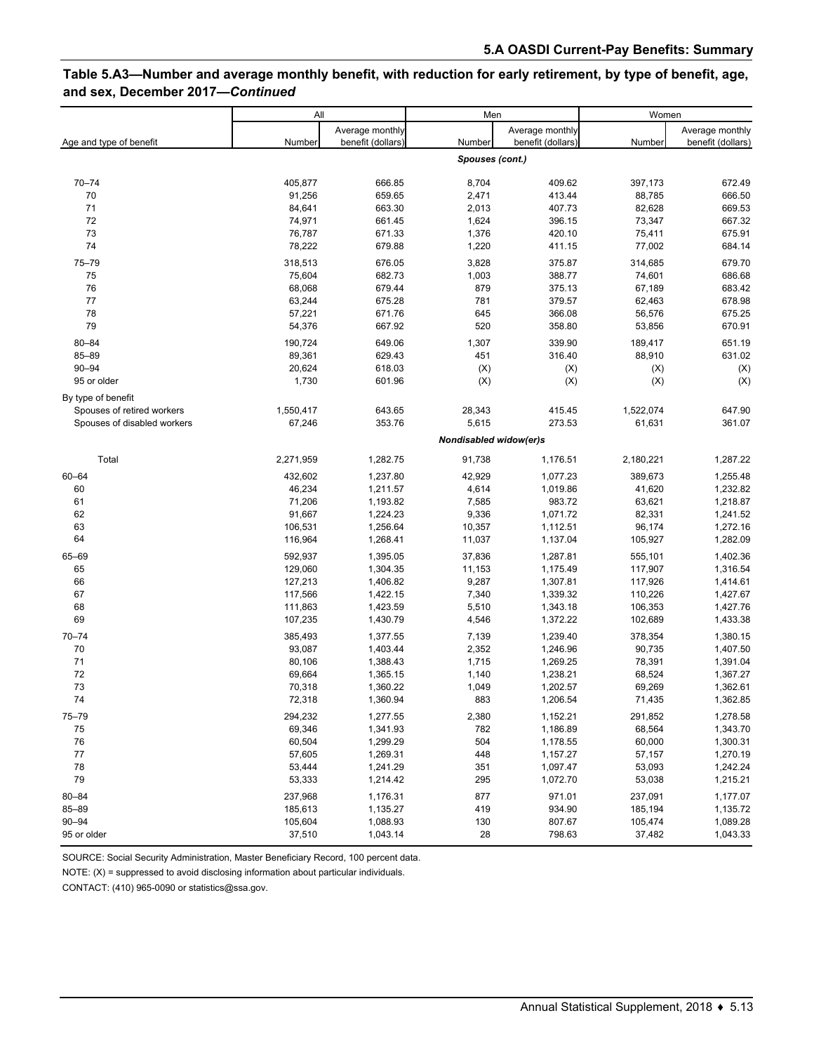## Table 5.A3—Number and average monthly benefit, with reduction for early retirement, by type of benefit, age, and sex, December 2017—*Continued*

| Age and type of benefit | All | | Men | | Women | |
|---|---|---|---|---|---|---|
| | Number | Average monthly benefit (dollars) | Number | Average monthly benefit (dollars) | Number | Average monthly benefit (dollars) |
| | | | ***Spouses (cont.)*** | | | |
| 70–74 | 405,877 | 666.85 | 8,704 | 409.62 | 397,173 | 672.49 |
| 70 | 91,256 | 659.65 | 2,471 | 413.44 | 88,785 | 666.50 |
| 71 | 84,641 | 663.30 | 2,013 | 407.73 | 82,628 | 669.53 |
| 72 | 74,971 | 661.45 | 1,624 | 396.15 | 73,347 | 667.32 |
| 73 | 76,787 | 671.33 | 1,376 | 420.10 | 75,411 | 675.91 |
| 74 | 78,222 | 679.88 | 1,220 | 411.15 | 77,002 | 684.14 |
| 75–79 | 318,513 | 676.05 | 3,828 | 375.87 | 314,685 | 679.70 |
| 75 | 75,604 | 682.73 | 1,003 | 388.77 | 74,601 | 686.68 |
| 76 | 68,068 | 679.44 | 879 | 375.13 | 67,189 | 683.42 |
| 77 | 63,244 | 675.28 | 781 | 379.57 | 62,463 | 678.98 |
| 78 | 57,221 | 671.76 | 645 | 366.08 | 56,576 | 675.25 |
| 79 | 54,376 | 667.92 | 520 | 358.80 | 53,856 | 670.91 |
| 80–84 | 190,724 | 649.06 | 1,307 | 339.90 | 189,417 | 651.19 |
| 85–89 | 89,361 | 629.43 | 451 | 316.40 | 88,910 | 631.02 |
| 90–94 | 20,624 | 618.03 | (X) | (X) | (X) | (X) |
| 95 or older | 1,730 | 601.96 | (X) | (X) | (X) | (X) |
| By type of benefit | | | | | | |
| Spouses of retired workers | 1,550,417 | 643.65 | 28,343 | 415.45 | 1,522,074 | 647.90 |
| Spouses of disabled workers | 67,246 | 353.76 | 5,615 | 273.53 | 61,631 | 361.07 |
| | | | ***Nondisabled widow(er)s*** | | | |
| Total | 2,271,959 | 1,282.75 | 91,738 | 1,176.51 | 2,180,221 | 1,287.22 |
| 60–64 | 432,602 | 1,237.80 | 42,929 | 1,077.23 | 389,673 | 1,255.48 |
| 60 | 46,234 | 1,211.57 | 4,614 | 1,019.86 | 41,620 | 1,232.82 |
| 61 | 71,206 | 1,193.82 | 7,585 | 983.72 | 63,621 | 1,218.87 |
| 62 | 91,667 | 1,224.23 | 9,336 | 1,071.72 | 82,331 | 1,241.52 |
| 63 | 106,531 | 1,256.64 | 10,357 | 1,112.51 | 96,174 | 1,272.16 |
| 64 | 116,964 | 1,268.41 | 11,037 | 1,137.04 | 105,927 | 1,282.09 |
| 65–69 | 592,937 | 1,395.05 | 37,836 | 1,287.81 | 555,101 | 1,402.36 |
| 65 | 129,060 | 1,304.35 | 11,153 | 1,175.49 | 117,907 | 1,316.54 |
| 66 | 127,213 | 1,406.82 | 9,287 | 1,307.81 | 117,926 | 1,414.61 |
| 67 | 117,566 | 1,422.15 | 7,340 | 1,339.32 | 110,226 | 1,427.67 |
| 68 | 111,863 | 1,423.59 | 5,510 | 1,343.18 | 106,353 | 1,427.76 |
| 69 | 107,235 | 1,430.79 | 4,546 | 1,372.22 | 102,689 | 1,433.38 |
| 70–74 | 385,493 | 1,377.55 | 7,139 | 1,239.40 | 378,354 | 1,380.15 |
| 70 | 93,087 | 1,403.44 | 2,352 | 1,246.96 | 90,735 | 1,407.50 |
| 71 | 80,106 | 1,388.43 | 1,715 | 1,269.25 | 78,391 | 1,391.04 |
| 72 | 69,664 | 1,365.15 | 1,140 | 1,238.21 | 68,524 | 1,367.27 |
| 73 | 70,318 | 1,360.22 | 1,049 | 1,202.57 | 69,269 | 1,362.61 |
| 74 | 72,318 | 1,360.94 | 883 | 1,206.54 | 71,435 | 1,362.85 |
| 75–79 | 294,232 | 1,277.55 | 2,380 | 1,152.21 | 291,852 | 1,278.58 |
| 75 | 69,346 | 1,341.93 | 782 | 1,186.89 | 68,564 | 1,343.70 |
| 76 | 60,504 | 1,299.29 | 504 | 1,178.55 | 60,000 | 1,300.31 |
| 77 | 57,605 | 1,269.31 | 448 | 1,157.27 | 57,157 | 1,270.19 |
| 78 | 53,444 | 1,241.29 | 351 | 1,097.47 | 53,093 | 1,242.24 |
| 79 | 53,333 | 1,214.42 | 295 | 1,072.70 | 53,038 | 1,215.21 |
| 80–84 | 237,968 | 1,176.31 | 877 | 971.01 | 237,091 | 1,177.07 |
| 85–89 | 185,613 | 1,135.27 | 419 | 934.90 | 185,194 | 1,135.72 |
| 90–94 | 105,604 | 1,088.93 | 130 | 807.67 | 105,474 | 1,089.28 |
| 95 or older | 37,510 | 1,043.14 | 28 | 798.63 | 37,482 | 1,043.33 |

SOURCE: Social Security Administration, Master Beneficiary Record, 100 percent data.

NOTE: (X) = suppressed to avoid disclosing information about particular individuals.

CONTACT: (410) 965-0090 or statistics@ssa.gov.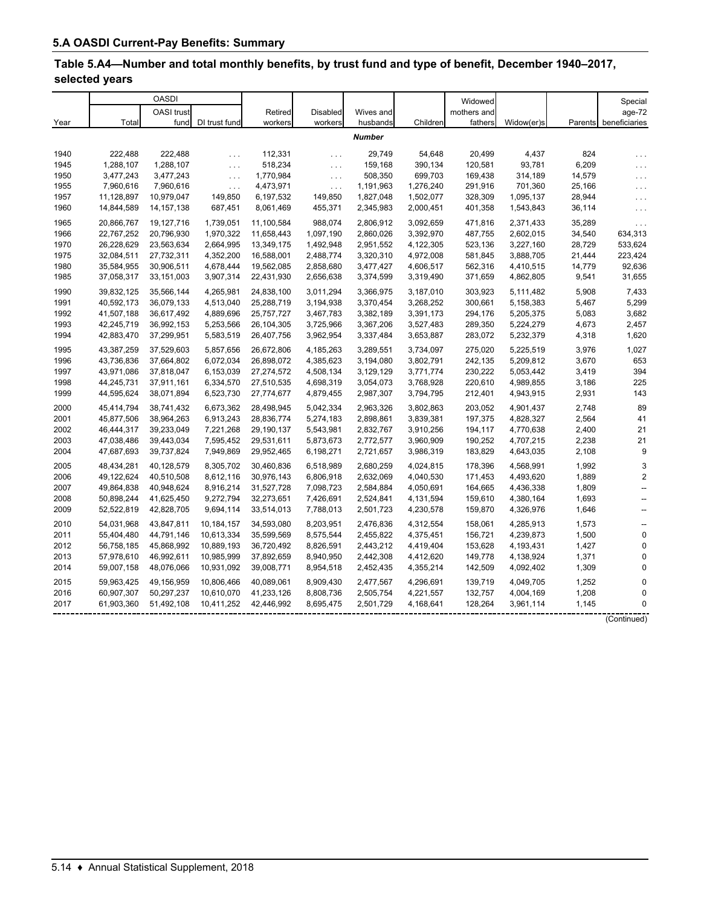## 5.A OASDI Current-Pay Benefits: Summary

### Table 5.A4—Number and total monthly benefits, by trust fund and type of benefit, December 1940–2017, selected years

| Year | OASDI Total | OASDI OASI trust fund | OASDI DI trust fund | Retired workers | Disabled workers | Wives and husbands | Children | Widowed mothers and fathers | Widow(er)s | Parents | Special age-72 beneficiaries |
|---|---|---|---|---|---|---|---|---|---|---|---|
| | | | | | | *Number* | | | | | |
| 1940 | 222,488 | 222,488 | . . . | 112,331 | . . . | 29,749 | 54,648 | 20,499 | 4,437 | 824 | . . . |
| 1945 | 1,288,107 | 1,288,107 | . . . | 518,234 | . . . | 159,168 | 390,134 | 120,581 | 93,781 | 6,209 | . . . |
| 1950 | 3,477,243 | 3,477,243 | . . . | 1,770,984 | . . . | 508,350 | 699,703 | 169,438 | 314,189 | 14,579 | . . . |
| 1955 | 7,960,616 | 7,960,616 | . . . | 4,473,971 | . . . | 1,191,963 | 1,276,240 | 291,916 | 701,360 | 25,166 | . . . |
| 1957 | 11,128,897 | 10,979,047 | 149,850 | 6,197,532 | 149,850 | 1,827,048 | 1,502,077 | 328,309 | 1,095,137 | 28,944 | . . . |
| 1960 | 14,844,589 | 14,157,138 | 687,451 | 8,061,469 | 455,371 | 2,345,983 | 2,000,451 | 401,358 | 1,543,843 | 36,114 | . . . |
| 1965 | 20,866,767 | 19,127,716 | 1,739,051 | 11,100,584 | 988,074 | 2,806,912 | 3,092,659 | 471,816 | 2,371,433 | 35,289 | . . . |
| 1966 | 22,767,252 | 20,796,930 | 1,970,322 | 11,658,443 | 1,097,190 | 2,860,026 | 3,392,970 | 487,755 | 2,602,015 | 34,540 | 634,313 |
| 1970 | 26,228,629 | 23,563,634 | 2,664,995 | 13,349,175 | 1,492,948 | 2,951,552 | 4,122,305 | 523,136 | 3,227,160 | 28,729 | 533,624 |
| 1975 | 32,084,511 | 27,732,311 | 4,352,200 | 16,588,001 | 2,488,774 | 3,320,310 | 4,972,008 | 581,845 | 3,888,705 | 21,444 | 223,424 |
| 1980 | 35,584,955 | 30,906,511 | 4,678,444 | 19,562,085 | 2,858,680 | 3,477,427 | 4,606,517 | 562,316 | 4,410,515 | 14,779 | 92,636 |
| 1985 | 37,058,317 | 33,151,003 | 3,907,314 | 22,431,930 | 2,656,638 | 3,374,599 | 3,319,490 | 371,659 | 4,862,805 | 9,541 | 31,655 |
| 1990 | 39,832,125 | 35,566,144 | 4,265,981 | 24,838,100 | 3,011,294 | 3,366,975 | 3,187,010 | 303,923 | 5,111,482 | 5,908 | 7,433 |
| 1991 | 40,592,173 | 36,079,133 | 4,513,040 | 25,288,719 | 3,194,938 | 3,370,454 | 3,268,252 | 300,661 | 5,158,383 | 5,467 | 5,299 |
| 1992 | 41,507,188 | 36,617,492 | 4,889,696 | 25,757,727 | 3,467,783 | 3,382,189 | 3,391,173 | 294,176 | 5,205,375 | 5,083 | 3,682 |
| 1993 | 42,245,719 | 36,992,153 | 5,253,566 | 26,104,305 | 3,725,966 | 3,367,206 | 3,527,483 | 289,350 | 5,224,279 | 4,673 | 2,457 |
| 1994 | 42,883,470 | 37,299,951 | 5,583,519 | 26,407,756 | 3,962,954 | 3,337,484 | 3,653,887 | 283,072 | 5,232,379 | 4,318 | 1,620 |
| 1995 | 43,387,259 | 37,529,603 | 5,857,656 | 26,672,806 | 4,185,263 | 3,289,551 | 3,734,097 | 275,020 | 5,225,519 | 3,976 | 1,027 |
| 1996 | 43,736,836 | 37,664,802 | 6,072,034 | 26,898,072 | 4,385,623 | 3,194,080 | 3,802,791 | 242,135 | 5,209,812 | 3,670 | 653 |
| 1997 | 43,971,086 | 37,818,047 | 6,153,039 | 27,274,572 | 4,508,134 | 3,129,129 | 3,771,774 | 230,222 | 5,053,442 | 3,419 | 394 |
| 1998 | 44,245,731 | 37,911,161 | 6,334,570 | 27,510,535 | 4,698,319 | 3,054,073 | 3,768,928 | 220,610 | 4,989,855 | 3,186 | 225 |
| 1999 | 44,595,624 | 38,071,894 | 6,523,730 | 27,774,677 | 4,879,455 | 2,987,307 | 3,794,795 | 212,401 | 4,943,915 | 2,931 | 143 |
| 2000 | 45,414,794 | 38,741,432 | 6,673,362 | 28,498,945 | 5,042,334 | 2,963,326 | 3,802,863 | 203,052 | 4,901,437 | 2,748 | 89 |
| 2001 | 45,877,506 | 38,964,263 | 6,913,243 | 28,836,774 | 5,274,183 | 2,898,861 | 3,839,381 | 197,375 | 4,828,327 | 2,564 | 41 |
| 2002 | 46,444,317 | 39,233,049 | 7,221,268 | 29,190,137 | 5,543,981 | 2,832,767 | 3,910,256 | 194,117 | 4,770,638 | 2,400 | 21 |
| 2003 | 47,038,486 | 39,443,034 | 7,595,452 | 29,531,611 | 5,873,673 | 2,772,577 | 3,960,909 | 190,252 | 4,707,215 | 2,238 | 21 |
| 2004 | 47,687,693 | 39,737,824 | 7,949,869 | 29,952,465 | 6,198,271 | 2,721,657 | 3,986,319 | 183,829 | 4,643,035 | 2,108 | 9 |
| 2005 | 48,434,281 | 40,128,579 | 8,305,702 | 30,460,836 | 6,518,989 | 2,680,259 | 4,024,815 | 178,396 | 4,568,991 | 1,992 | 3 |
| 2006 | 49,122,624 | 40,510,508 | 8,612,116 | 30,976,143 | 6,806,918 | 2,632,069 | 4,040,530 | 171,453 | 4,493,620 | 1,889 | 2 |
| 2007 | 49,864,838 | 40,948,624 | 8,916,214 | 31,527,728 | 7,098,723 | 2,584,884 | 4,050,691 | 164,665 | 4,436,338 | 1,809 | -- |
| 2008 | 50,898,244 | 41,625,450 | 9,272,794 | 32,273,651 | 7,426,691 | 2,524,841 | 4,131,594 | 159,610 | 4,380,164 | 1,693 | -- |
| 2009 | 52,522,819 | 42,828,705 | 9,694,114 | 33,514,013 | 7,788,013 | 2,501,723 | 4,230,578 | 159,870 | 4,326,976 | 1,646 | -- |
| 2010 | 54,031,968 | 43,847,811 | 10,184,157 | 34,593,080 | 8,203,951 | 2,476,836 | 4,312,554 | 158,061 | 4,285,913 | 1,573 | -- |
| 2011 | 55,404,480 | 44,791,146 | 10,613,334 | 35,599,569 | 8,575,544 | 2,455,822 | 4,375,451 | 156,721 | 4,239,873 | 1,500 | 0 |
| 2012 | 56,758,185 | 45,868,992 | 10,889,193 | 36,720,492 | 8,826,591 | 2,443,212 | 4,419,404 | 153,628 | 4,193,431 | 1,427 | 0 |
| 2013 | 57,978,610 | 46,992,611 | 10,985,999 | 37,892,659 | 8,940,950 | 2,442,308 | 4,412,620 | 149,778 | 4,138,924 | 1,371 | 0 |
| 2014 | 59,007,158 | 48,076,066 | 10,931,092 | 39,008,771 | 8,954,518 | 2,452,435 | 4,355,214 | 142,509 | 4,092,402 | 1,309 | 0 |
| 2015 | 59,963,425 | 49,156,959 | 10,806,466 | 40,089,061 | 8,909,430 | 2,477,567 | 4,296,691 | 139,719 | 4,049,705 | 1,252 | 0 |
| 2016 | 60,907,307 | 50,297,237 | 10,610,070 | 41,233,126 | 8,808,736 | 2,505,754 | 4,221,557 | 132,757 | 4,004,169 | 1,208 | 0 |
| 2017 | 61,903,360 | 51,492,108 | 10,411,252 | 42,446,992 | 8,695,475 | 2,501,729 | 4,168,641 | 128,264 | 3,961,114 | 1,145 | 0 |

(Continued)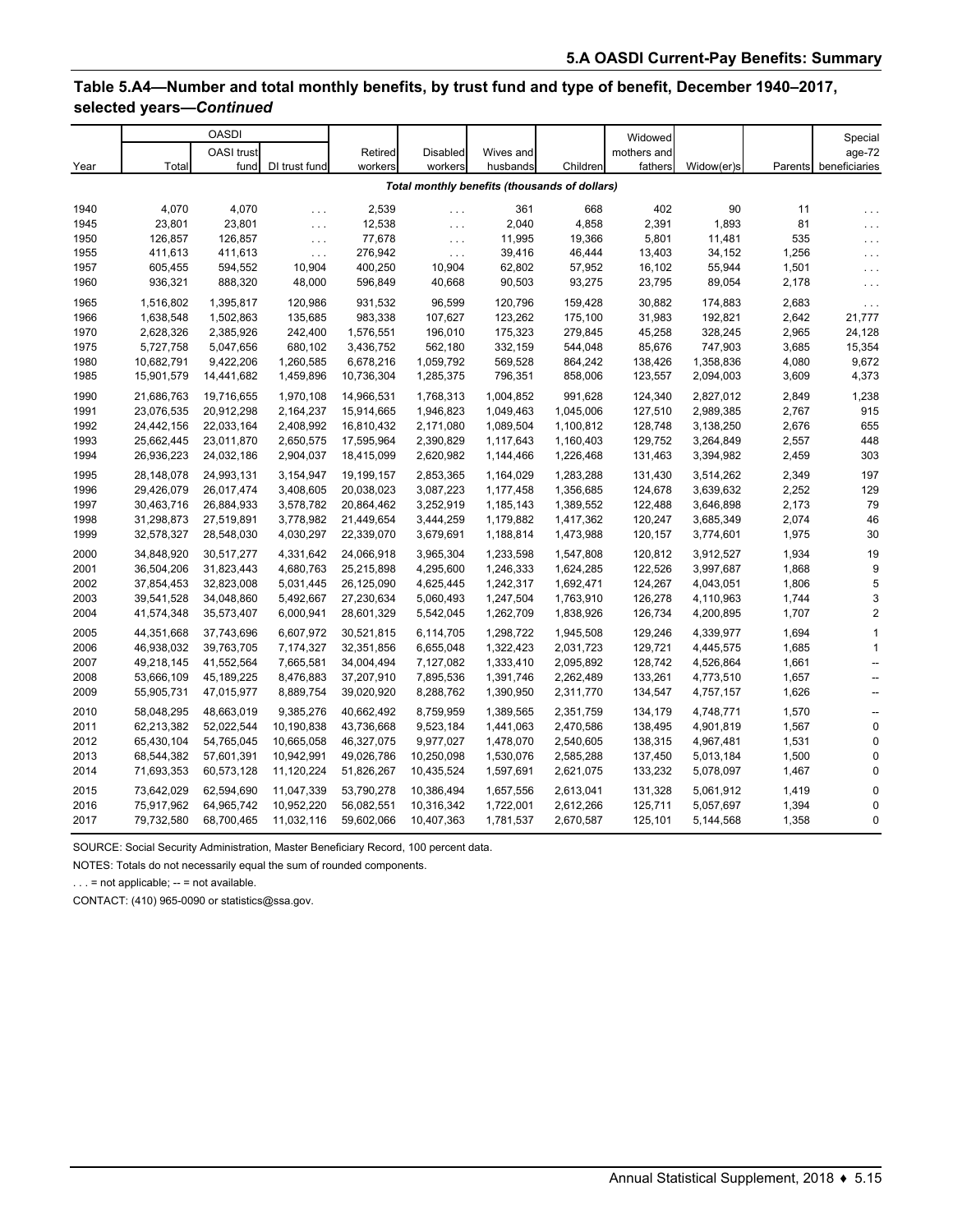## Table 5.A4—Number and total monthly benefits, by trust fund and type of benefit, December 1940–2017, selected years—*Continued*

| Year | OASDI | | | Retired workers | Disabled workers | Wives and husbands | Children | Widowed mothers and fathers | Widow(er)s | Parents | Special age-72 beneficiaries |
|---|---|---|---|---|---|---|---|---|---|---|---|
| | Total | OASI trust fund | DI trust fund | | | | | | | | |
| | *Total monthly benefits (thousands of dollars)* | | | | | | | | | | |
| 1940 | 4,070 | 4,070 | . . . | 2,539 | . . . | 361 | 668 | 402 | 90 | 11 | . . . |
| 1945 | 23,801 | 23,801 | . . . | 12,538 | . . . | 2,040 | 4,858 | 2,391 | 1,893 | 81 | . . . |
| 1950 | 126,857 | 126,857 | . . . | 77,678 | . . . | 11,995 | 19,366 | 5,801 | 11,481 | 535 | . . . |
| 1955 | 411,613 | 411,613 | . . . | 276,942 | . . . | 39,416 | 46,444 | 13,403 | 34,152 | 1,256 | . . . |
| 1957 | 605,455 | 594,552 | 10,904 | 400,250 | 10,904 | 62,802 | 57,952 | 16,102 | 55,944 | 1,501 | . . . |
| 1960 | 936,321 | 888,320 | 48,000 | 596,849 | 40,668 | 90,503 | 93,275 | 23,795 | 89,054 | 2,178 | . . . |
| 1965 | 1,516,802 | 1,395,817 | 120,986 | 931,532 | 96,599 | 120,796 | 159,428 | 30,882 | 174,883 | 2,683 | . . . |
| 1966 | 1,638,548 | 1,502,863 | 135,685 | 983,338 | 107,627 | 123,262 | 175,100 | 31,983 | 192,821 | 2,642 | 21,777 |
| 1970 | 2,628,326 | 2,385,926 | 242,400 | 1,576,551 | 196,010 | 175,323 | 279,845 | 45,258 | 328,245 | 2,965 | 24,128 |
| 1975 | 5,727,758 | 5,047,656 | 680,102 | 3,436,752 | 562,180 | 332,159 | 544,048 | 85,676 | 747,903 | 3,685 | 15,354 |
| 1980 | 10,682,791 | 9,422,206 | 1,260,585 | 6,678,216 | 1,059,792 | 569,528 | 864,242 | 138,426 | 1,358,836 | 4,080 | 9,672 |
| 1985 | 15,901,579 | 14,441,682 | 1,459,896 | 10,736,304 | 1,285,375 | 796,351 | 858,006 | 123,557 | 2,094,003 | 3,609 | 4,373 |
| 1990 | 21,686,763 | 19,716,655 | 1,970,108 | 14,966,531 | 1,768,313 | 1,004,852 | 991,628 | 124,340 | 2,827,012 | 2,849 | 1,238 |
| 1991 | 23,076,535 | 20,912,298 | 2,164,237 | 15,914,665 | 1,946,823 | 1,049,463 | 1,045,006 | 127,510 | 2,989,385 | 2,767 | 915 |
| 1992 | 24,442,156 | 22,033,164 | 2,408,992 | 16,810,432 | 2,171,080 | 1,089,504 | 1,100,812 | 128,748 | 3,138,250 | 2,676 | 655 |
| 1993 | 25,662,445 | 23,011,870 | 2,650,575 | 17,595,964 | 2,390,829 | 1,117,643 | 1,160,403 | 129,752 | 3,264,849 | 2,557 | 448 |
| 1994 | 26,936,223 | 24,032,186 | 2,904,037 | 18,415,099 | 2,620,982 | 1,144,466 | 1,226,468 | 131,463 | 3,394,982 | 2,459 | 303 |
| 1995 | 28,148,078 | 24,993,131 | 3,154,947 | 19,199,157 | 2,853,365 | 1,164,029 | 1,283,288 | 131,430 | 3,514,262 | 2,349 | 197 |
| 1996 | 29,426,079 | 26,017,474 | 3,408,605 | 20,038,023 | 3,087,223 | 1,177,458 | 1,356,685 | 124,678 | 3,639,632 | 2,252 | 129 |
| 1997 | 30,463,716 | 26,884,933 | 3,578,782 | 20,864,462 | 3,252,919 | 1,185,143 | 1,389,552 | 122,488 | 3,646,898 | 2,173 | 79 |
| 1998 | 31,298,873 | 27,519,891 | 3,778,982 | 21,449,654 | 3,444,259 | 1,179,882 | 1,417,362 | 120,247 | 3,685,349 | 2,074 | 46 |
| 1999 | 32,578,327 | 28,548,030 | 4,030,297 | 22,339,070 | 3,679,691 | 1,188,814 | 1,473,988 | 120,157 | 3,774,601 | 1,975 | 30 |
| 2000 | 34,848,920 | 30,517,277 | 4,331,642 | 24,066,918 | 3,965,304 | 1,233,598 | 1,547,808 | 120,812 | 3,912,527 | 1,934 | 19 |
| 2001 | 36,504,206 | 31,823,443 | 4,680,763 | 25,215,898 | 4,295,600 | 1,246,333 | 1,624,285 | 122,526 | 3,997,687 | 1,868 | 9 |
| 2002 | 37,854,453 | 32,823,008 | 5,031,445 | 26,125,090 | 4,625,445 | 1,242,317 | 1,692,471 | 124,267 | 4,043,051 | 1,806 | 5 |
| 2003 | 39,541,528 | 34,048,860 | 5,492,667 | 27,230,634 | 5,060,493 | 1,247,504 | 1,763,910 | 126,278 | 4,110,963 | 1,744 | 3 |
| 2004 | 41,574,348 | 35,573,407 | 6,000,941 | 28,601,329 | 5,542,045 | 1,262,709 | 1,838,926 | 126,734 | 4,200,895 | 1,707 | 2 |
| 2005 | 44,351,668 | 37,743,696 | 6,607,972 | 30,521,815 | 6,114,705 | 1,298,722 | 1,945,508 | 129,246 | 4,339,977 | 1,694 | 1 |
| 2006 | 46,938,032 | 39,763,705 | 7,174,327 | 32,351,856 | 6,655,048 | 1,322,423 | 2,031,723 | 129,721 | 4,445,575 | 1,685 | 1 |
| 2007 | 49,218,145 | 41,552,564 | 7,665,581 | 34,004,494 | 7,127,082 | 1,333,410 | 2,095,892 | 128,742 | 4,526,864 | 1,661 | -- |
| 2008 | 53,666,109 | 45,189,225 | 8,476,883 | 37,207,910 | 7,895,536 | 1,391,746 | 2,262,489 | 133,261 | 4,773,510 | 1,657 | -- |
| 2009 | 55,905,731 | 47,015,977 | 8,889,754 | 39,020,920 | 8,288,762 | 1,390,950 | 2,311,770 | 134,547 | 4,757,157 | 1,626 | -- |
| 2010 | 58,048,295 | 48,663,019 | 9,385,276 | 40,662,492 | 8,759,959 | 1,389,565 | 2,351,759 | 134,179 | 4,748,771 | 1,570 | -- |
| 2011 | 62,213,382 | 52,022,544 | 10,190,838 | 43,736,668 | 9,523,184 | 1,441,063 | 2,470,586 | 138,495 | 4,901,819 | 1,567 | 0 |
| 2012 | 65,430,104 | 54,765,045 | 10,665,058 | 46,327,075 | 9,977,027 | 1,478,070 | 2,540,605 | 138,315 | 4,967,481 | 1,531 | 0 |
| 2013 | 68,544,382 | 57,601,391 | 10,942,991 | 49,026,786 | 10,250,098 | 1,530,076 | 2,585,288 | 137,450 | 5,013,184 | 1,500 | 0 |
| 2014 | 71,693,353 | 60,573,128 | 11,120,224 | 51,826,267 | 10,435,524 | 1,597,691 | 2,621,075 | 133,232 | 5,078,097 | 1,467 | 0 |
| 2015 | 73,642,029 | 62,594,690 | 11,047,339 | 53,790,278 | 10,386,494 | 1,657,556 | 2,613,041 | 131,328 | 5,061,912 | 1,419 | 0 |
| 2016 | 75,917,962 | 64,965,742 | 10,952,220 | 56,082,551 | 10,316,342 | 1,722,001 | 2,612,266 | 125,711 | 5,057,697 | 1,394 | 0 |
| 2017 | 79,732,580 | 68,700,465 | 11,032,116 | 59,602,066 | 10,407,363 | 1,781,537 | 2,670,587 | 125,101 | 5,144,568 | 1,358 | 0 |

SOURCE: Social Security Administration, Master Beneficiary Record, 100 percent data.

NOTES: Totals do not necessarily equal the sum of rounded components.

. . . = not applicable; -- = not available.

CONTACT: (410) 965-0090 or statistics@ssa.gov.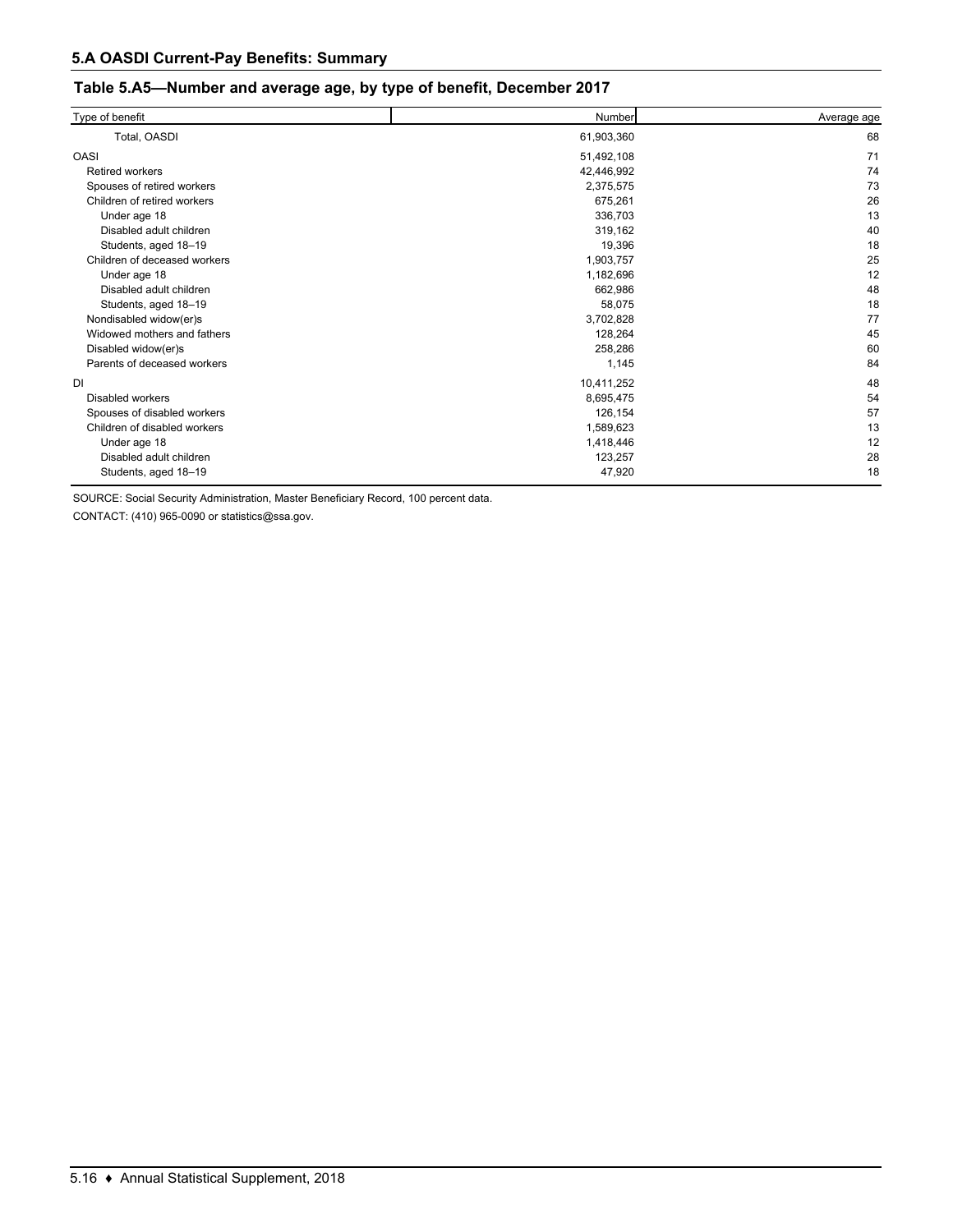## 5.A OASDI Current-Pay Benefits: Summary

### Table 5.A5—Number and average age, by type of benefit, December 2017

| Type of benefit | Number | Average age |
|---|---|---|
| Total, OASDI | 61,903,360 | 68 |
| OASI | 51,492,108 | 71 |
| Retired workers | 42,446,992 | 74 |
| Spouses of retired workers | 2,375,575 | 73 |
| Children of retired workers | 675,261 | 26 |
| Under age 18 | 336,703 | 13 |
| Disabled adult children | 319,162 | 40 |
| Students, aged 18–19 | 19,396 | 18 |
| Children of deceased workers | 1,903,757 | 25 |
| Under age 18 | 1,182,696 | 12 |
| Disabled adult children | 662,986 | 48 |
| Students, aged 18–19 | 58,075 | 18 |
| Nondisabled widow(er)s | 3,702,828 | 77 |
| Widowed mothers and fathers | 128,264 | 45 |
| Disabled widow(er)s | 258,286 | 60 |
| Parents of deceased workers | 1,145 | 84 |
| DI | 10,411,252 | 48 |
| Disabled workers | 8,695,475 | 54 |
| Spouses of disabled workers | 126,154 | 57 |
| Children of disabled workers | 1,589,623 | 13 |
| Under age 18 | 1,418,446 | 12 |
| Disabled adult children | 123,257 | 28 |
| Students, aged 18–19 | 47,920 | 18 |

SOURCE: Social Security Administration, Master Beneficiary Record, 100 percent data.

CONTACT: (410) 965-0090 or statistics@ssa.gov.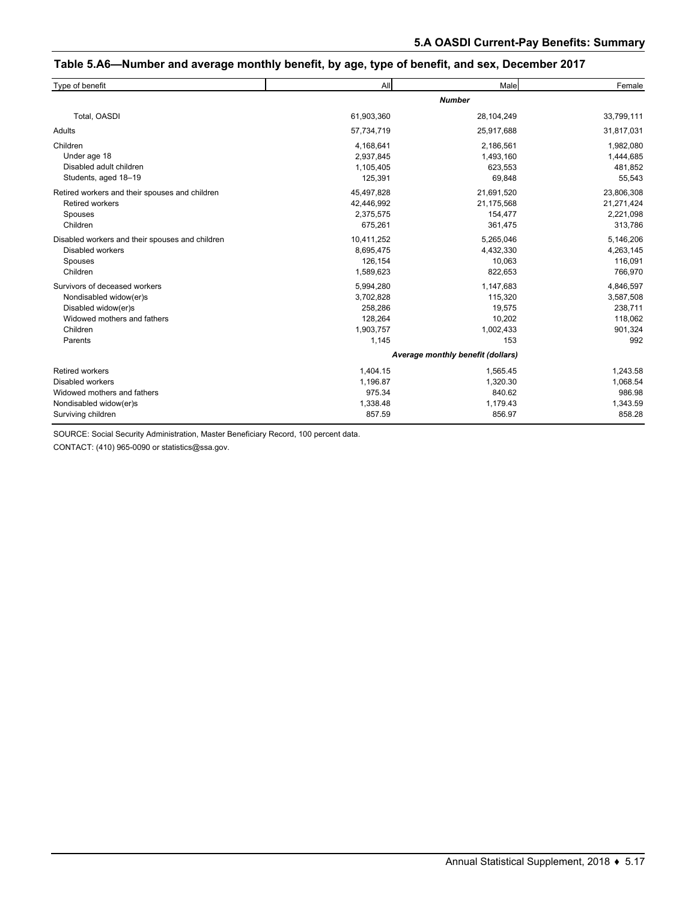## Table 5.A6—Number and average monthly benefit, by age, type of benefit, and sex, December 2017

| Type of benefit | All | Male | Female |
|---|---|---|---|
| | | ***Number*** | |
| Total, OASDI | 61,903,360 | 28,104,249 | 33,799,111 |
| Adults | 57,734,719 | 25,917,688 | 31,817,031 |
| Children | 4,168,641 | 2,186,561 | 1,982,080 |
| Under age 18 | 2,937,845 | 1,493,160 | 1,444,685 |
| Disabled adult children | 1,105,405 | 623,553 | 481,852 |
| Students, aged 18–19 | 125,391 | 69,848 | 55,543 |
| Retired workers and their spouses and children | 45,497,828 | 21,691,520 | 23,806,308 |
| Retired workers | 42,446,992 | 21,175,568 | 21,271,424 |
| Spouses | 2,375,575 | 154,477 | 2,221,098 |
| Children | 675,261 | 361,475 | 313,786 |
| Disabled workers and their spouses and children | 10,411,252 | 5,265,046 | 5,146,206 |
| Disabled workers | 8,695,475 | 4,432,330 | 4,263,145 |
| Spouses | 126,154 | 10,063 | 116,091 |
| Children | 1,589,623 | 822,653 | 766,970 |
| Survivors of deceased workers | 5,994,280 | 1,147,683 | 4,846,597 |
| Nondisabled widow(er)s | 3,702,828 | 115,320 | 3,587,508 |
| Disabled widow(er)s | 258,286 | 19,575 | 238,711 |
| Widowed mothers and fathers | 128,264 | 10,202 | 118,062 |
| Children | 1,903,757 | 1,002,433 | 901,324 |
| Parents | 1,145 | 153 | 992 |
| | | ***Average monthly benefit (dollars)*** | |
| Retired workers | 1,404.15 | 1,565.45 | 1,243.58 |
| Disabled workers | 1,196.87 | 1,320.30 | 1,068.54 |
| Widowed mothers and fathers | 975.34 | 840.62 | 986.98 |
| Nondisabled widow(er)s | 1,338.48 | 1,179.43 | 1,343.59 |
| Surviving children | 857.59 | 856.97 | 858.28 |

SOURCE: Social Security Administration, Master Beneficiary Record, 100 percent data.

CONTACT: (410) 965-0090 or statistics@ssa.gov.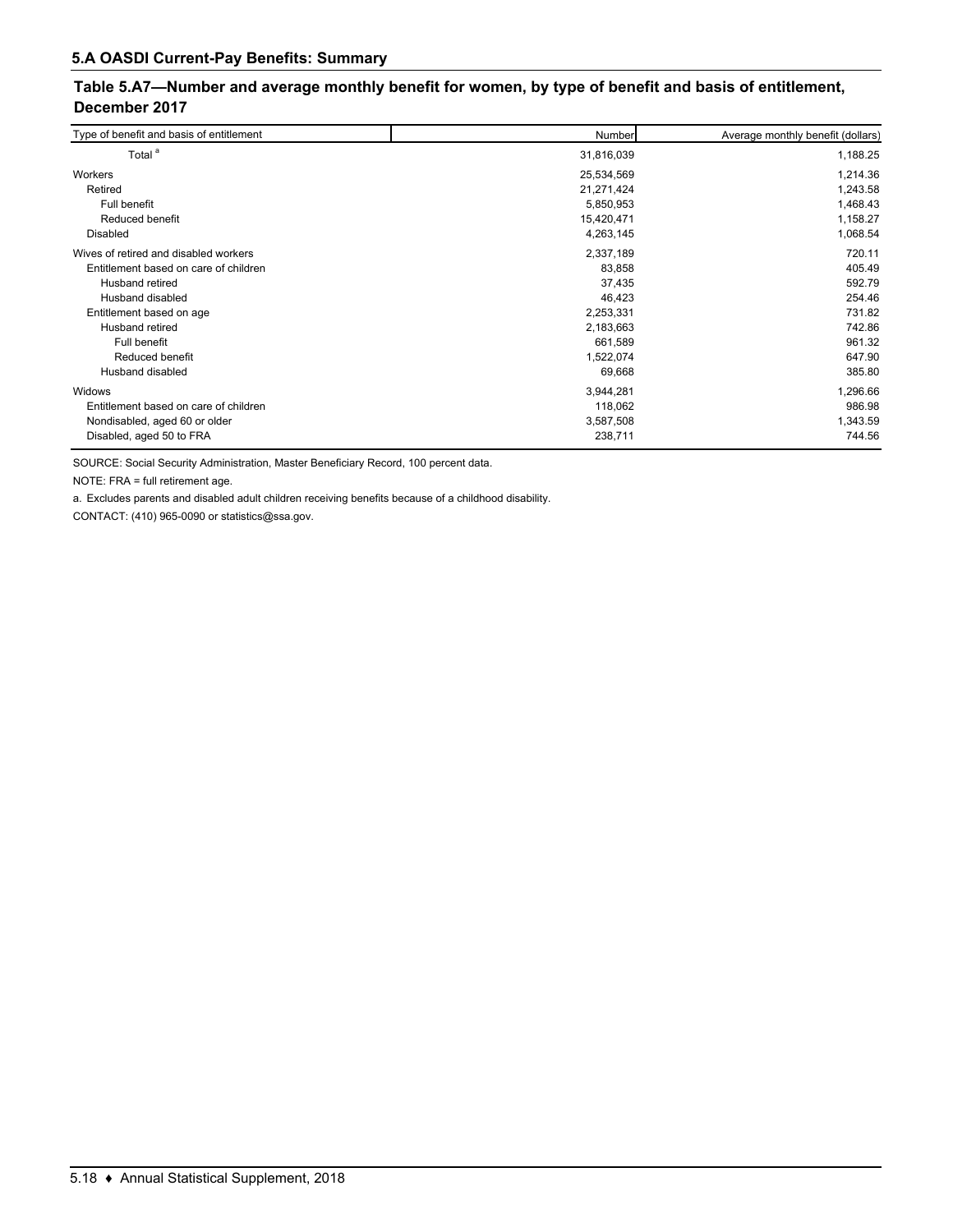## 5.A OASDI Current-Pay Benefits: Summary

### Table 5.A7—Number and average monthly benefit for women, by type of benefit and basis of entitlement, December 2017

| Type of benefit and basis of entitlement | Number | Average monthly benefit (dollars) |
|---|---|---|
| Total [a] | 31,816,039 | 1,188.25 |
| Workers | 25,534,569 | 1,214.36 |
| Retired | 21,271,424 | 1,243.58 |
| Full benefit | 5,850,953 | 1,468.43 |
| Reduced benefit | 15,420,471 | 1,158.27 |
| Disabled | 4,263,145 | 1,068.54 |
| Wives of retired and disabled workers | 2,337,189 | 720.11 |
| Entitlement based on care of children | 83,858 | 405.49 |
| Husband retired | 37,435 | 592.79 |
| Husband disabled | 46,423 | 254.46 |
| Entitlement based on age | 2,253,331 | 731.82 |
| Husband retired | 2,183,663 | 742.86 |
| Full benefit | 661,589 | 961.32 |
| Reduced benefit | 1,522,074 | 647.90 |
| Husband disabled | 69,668 | 385.80 |
| Widows | 3,944,281 | 1,296.66 |
| Entitlement based on care of children | 118,062 | 986.98 |
| Nondisabled, aged 60 or older | 3,587,508 | 1,343.59 |
| Disabled, aged 50 to FRA | 238,711 | 744.56 |

SOURCE: Social Security Administration, Master Beneficiary Record, 100 percent data.

NOTE: FRA = full retirement age.

a. Excludes parents and disabled adult children receiving benefits because of a childhood disability.

CONTACT: (410) 965-0090 or statistics@ssa.gov.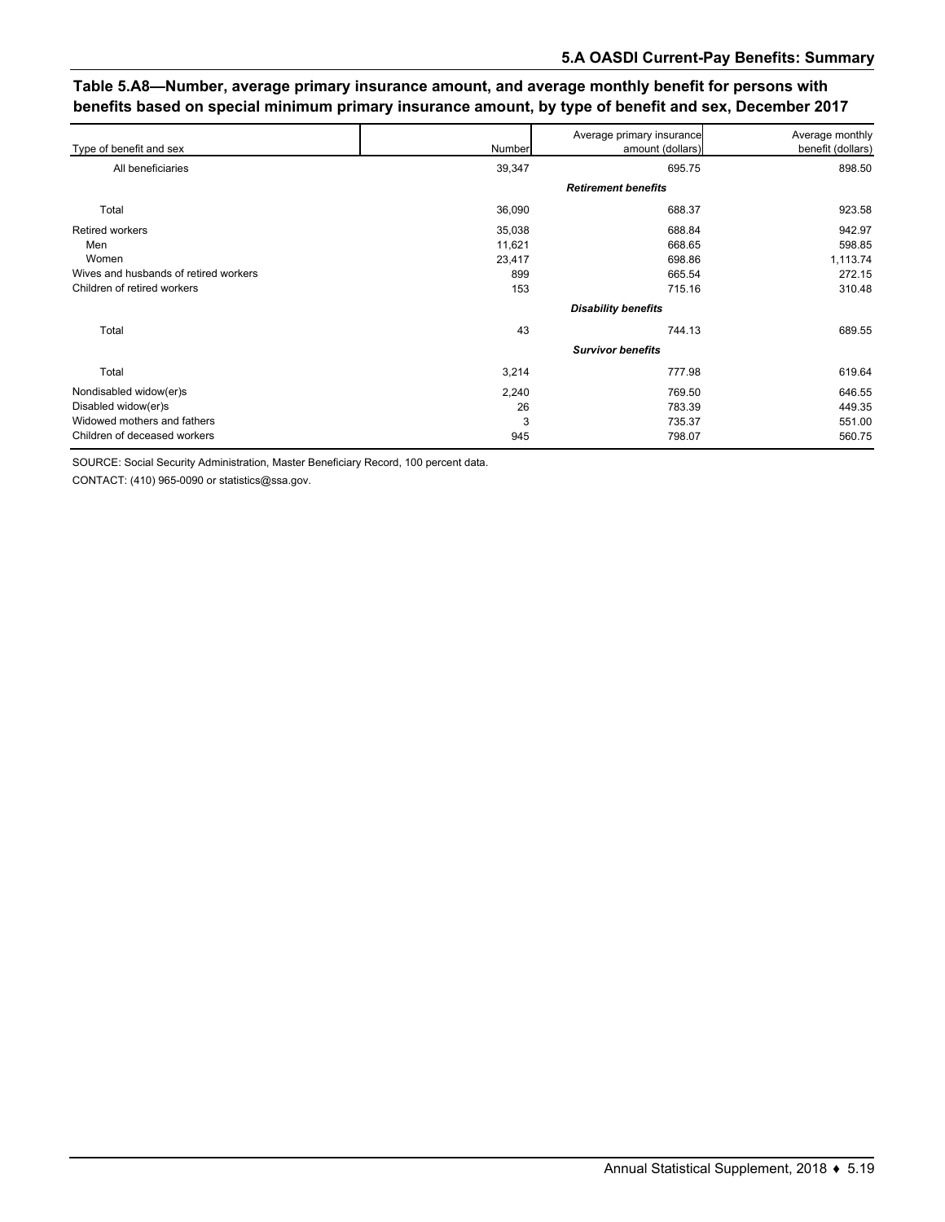## Table 5.A8—Number, average primary insurance amount, and average monthly benefit for persons with benefits based on special minimum primary insurance amount, by type of benefit and sex, December 2017

| Type of benefit and sex | Number | Average primary insurance amount (dollars) | Average monthly benefit (dollars) |
|---|---|---|---|
| All beneficiaries | 39,347 | 695.75 | 898.50 |
| | | ***Retirement benefits*** | |
| Total | 36,090 | 688.37 | 923.58 |
| Retired workers | 35,038 | 688.84 | 942.97 |
| Men | 11,621 | 668.65 | 598.85 |
| Women | 23,417 | 698.86 | 1,113.74 |
| Wives and husbands of retired workers | 899 | 665.54 | 272.15 |
| Children of retired workers | 153 | 715.16 | 310.48 |
| | | ***Disability benefits*** | |
| Total | 43 | 744.13 | 689.55 |
| | | ***Survivor benefits*** | |
| Total | 3,214 | 777.98 | 619.64 |
| Nondisabled widow(er)s | 2,240 | 769.50 | 646.55 |
| Disabled widow(er)s | 26 | 783.39 | 449.35 |
| Widowed mothers and fathers | 3 | 735.37 | 551.00 |
| Children of deceased workers | 945 | 798.07 | 560.75 |

SOURCE: Social Security Administration, Master Beneficiary Record, 100 percent data.

CONTACT: (410) 965-0090 or statistics@ssa.gov.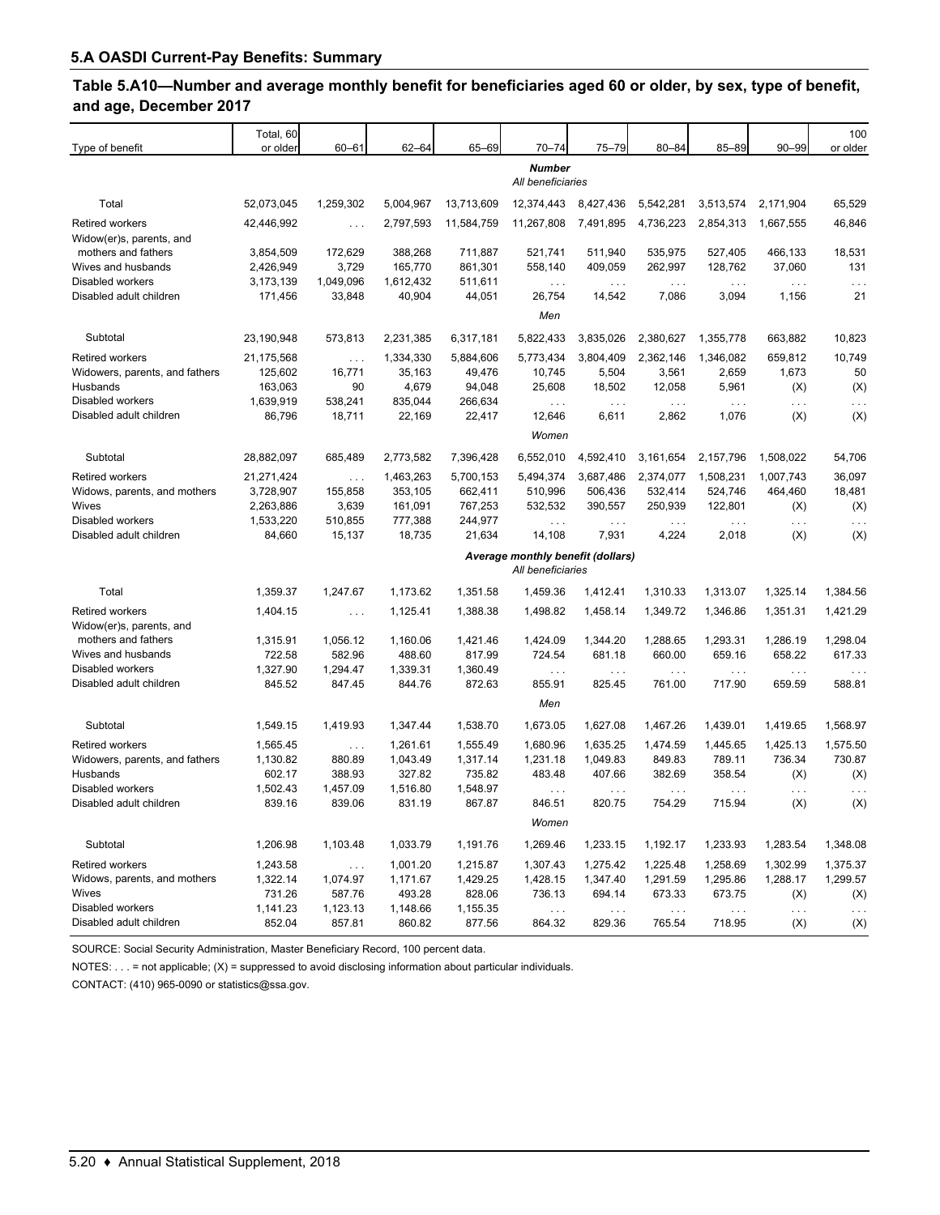## 5.A OASDI Current-Pay Benefits: Summary

### Table 5.A10—Number and average monthly benefit for beneficiaries aged 60 or older, by sex, type of benefit, and age, December 2017

| Type of benefit | Total, 60 or older | 60–61 | 62–64 | 65–69 | 70–74 | 75–79 | 80–84 | 85–89 | 90–99 | 100 or older |
|---|---|---|---|---|---|---|---|---|---|---|
| | | | | | ***Number*** | | | | | |
| | | | | | *All beneficiaries* | | | | | |
| Total | 52,073,045 | 1,259,302 | 5,004,967 | 13,713,609 | 12,374,443 | 8,427,436 | 5,542,281 | 3,513,574 | 2,171,904 | 65,529 |
| Retired workers | 42,446,992 | . . . | 2,797,593 | 11,584,759 | 11,267,808 | 7,491,895 | 4,736,223 | 2,854,313 | 1,667,555 | 46,846 |
| Widow(er)s, parents, and mothers and fathers | 3,854,509 | 172,629 | 388,268 | 711,887 | 521,741 | 511,940 | 535,975 | 527,405 | 466,133 | 18,531 |
| Wives and husbands | 2,426,949 | 3,729 | 165,770 | 861,301 | 558,140 | 409,059 | 262,997 | 128,762 | 37,060 | 131 |
| Disabled workers | 3,173,139 | 1,049,096 | 1,612,432 | 511,611 | . . . | . . . | . . . | . . . | . . . | . . . |
| Disabled adult children | 171,456 | 33,848 | 40,904 | 44,051 | 26,754 | 14,542 | 7,086 | 3,094 | 1,156 | 21 |
| | | | | | *Men* | | | | | |
| Subtotal | 23,190,948 | 573,813 | 2,231,385 | 6,317,181 | 5,822,433 | 3,835,026 | 2,380,627 | 1,355,778 | 663,882 | 10,823 |
| Retired workers | 21,175,568 | . . . | 1,334,330 | 5,884,606 | 5,773,434 | 3,804,409 | 2,362,146 | 1,346,082 | 659,812 | 10,749 |
| Widowers, parents, and fathers | 125,602 | 16,771 | 35,163 | 49,476 | 10,745 | 5,504 | 3,561 | 2,659 | 1,673 | 50 |
| Husbands | 163,063 | 90 | 4,679 | 94,048 | 25,608 | 18,502 | 12,058 | 5,961 | (X) | (X) |
| Disabled workers | 1,639,919 | 538,241 | 835,044 | 266,634 | . . . | . . . | . . . | . . . | . . . | . . . |
| Disabled adult children | 86,796 | 18,711 | 22,169 | 22,417 | 12,646 | 6,611 | 2,862 | 1,076 | (X) | (X) |
| | | | | | *Women* | | | | | |
| Subtotal | 28,882,097 | 685,489 | 2,773,582 | 7,396,428 | 6,552,010 | 4,592,410 | 3,161,654 | 2,157,796 | 1,508,022 | 54,706 |
| Retired workers | 21,271,424 | . . . | 1,463,263 | 5,700,153 | 5,494,374 | 3,687,486 | 2,374,077 | 1,508,231 | 1,007,743 | 36,097 |
| Widows, parents, and mothers | 3,728,907 | 155,858 | 353,105 | 662,411 | 510,996 | 506,436 | 532,414 | 524,746 | 464,460 | 18,481 |
| Wives | 2,263,886 | 3,639 | 161,091 | 767,253 | 532,532 | 390,557 | 250,939 | 122,801 | (X) | (X) |
| Disabled workers | 1,533,220 | 510,855 | 777,388 | 244,977 | . . . | . . . | . . . | . . . | . . . | . . . |
| Disabled adult children | 84,660 | 15,137 | 18,735 | 21,634 | 14,108 | 7,931 | 4,224 | 2,018 | (X) | (X) |
| | | | | | ***Average monthly benefit (dollars)*** | | | | | |
| | | | | | *All beneficiaries* | | | | | |
| Total | 1,359.37 | 1,247.67 | 1,173.62 | 1,351.58 | 1,459.36 | 1,412.41 | 1,310.33 | 1,313.07 | 1,325.14 | 1,384.56 |
| Retired workers | 1,404.15 | . . . | 1,125.41 | 1,388.38 | 1,498.82 | 1,458.14 | 1,349.72 | 1,346.86 | 1,351.31 | 1,421.29 |
| Widow(er)s, parents, and mothers and fathers | 1,315.91 | 1,056.12 | 1,160.06 | 1,421.46 | 1,424.09 | 1,344.20 | 1,288.65 | 1,293.31 | 1,286.19 | 1,298.04 |
| Wives and husbands | 722.58 | 582.96 | 488.60 | 817.99 | 724.54 | 681.18 | 660.00 | 659.16 | 658.22 | 617.33 |
| Disabled workers | 1,327.90 | 1,294.47 | 1,339.31 | 1,360.49 | . . . | . . . | . . . | . . . | . . . | . . . |
| Disabled adult children | 845.52 | 847.45 | 844.76 | 872.63 | 855.91 | 825.45 | 761.00 | 717.90 | 659.59 | 588.81 |
| | | | | | *Men* | | | | | |
| Subtotal | 1,549.15 | 1,419.93 | 1,347.44 | 1,538.70 | 1,673.05 | 1,627.08 | 1,467.26 | 1,439.01 | 1,419.65 | 1,568.97 |
| Retired workers | 1,565.45 | . . . | 1,261.61 | 1,555.49 | 1,680.96 | 1,635.25 | 1,474.59 | 1,445.65 | 1,425.13 | 1,575.50 |
| Widowers, parents, and fathers | 1,130.82 | 880.89 | 1,043.49 | 1,317.14 | 1,231.18 | 1,049.83 | 849.83 | 789.11 | 736.34 | 730.87 |
| Husbands | 602.17 | 388.93 | 327.82 | 735.82 | 483.48 | 407.66 | 382.69 | 358.54 | (X) | (X) |
| Disabled workers | 1,502.43 | 1,457.09 | 1,516.80 | 1,548.97 | . . . | . . . | . . . | . . . | . . . | . . . |
| Disabled adult children | 839.16 | 839.06 | 831.19 | 867.87 | 846.51 | 820.75 | 754.29 | 715.94 | (X) | (X) |
| | | | | | *Women* | | | | | |
| Subtotal | 1,206.98 | 1,103.48 | 1,033.79 | 1,191.76 | 1,269.46 | 1,233.15 | 1,192.17 | 1,233.93 | 1,283.54 | 1,348.08 |
| Retired workers | 1,243.58 | . . . | 1,001.20 | 1,215.87 | 1,307.43 | 1,275.42 | 1,225.48 | 1,258.69 | 1,302.99 | 1,375.37 |
| Widows, parents, and mothers | 1,322.14 | 1,074.97 | 1,171.67 | 1,429.25 | 1,428.15 | 1,347.40 | 1,291.59 | 1,295.86 | 1,288.17 | 1,299.57 |
| Wives | 731.26 | 587.76 | 493.28 | 828.06 | 736.13 | 694.14 | 673.33 | 673.75 | (X) | (X) |
| Disabled workers | 1,141.23 | 1,123.13 | 1,148.66 | 1,155.35 | . . . | . . . | . . . | . . . | . . . | . . . |
| Disabled adult children | 852.04 | 857.81 | 860.82 | 877.56 | 864.32 | 829.36 | 765.54 | 718.95 | (X) | (X) |

SOURCE: Social Security Administration, Master Beneficiary Record, 100 percent data.

NOTES: . . . = not applicable; (X) = suppressed to avoid disclosing information about particular individuals.

CONTACT: (410) 965-0090 or statistics@ssa.gov.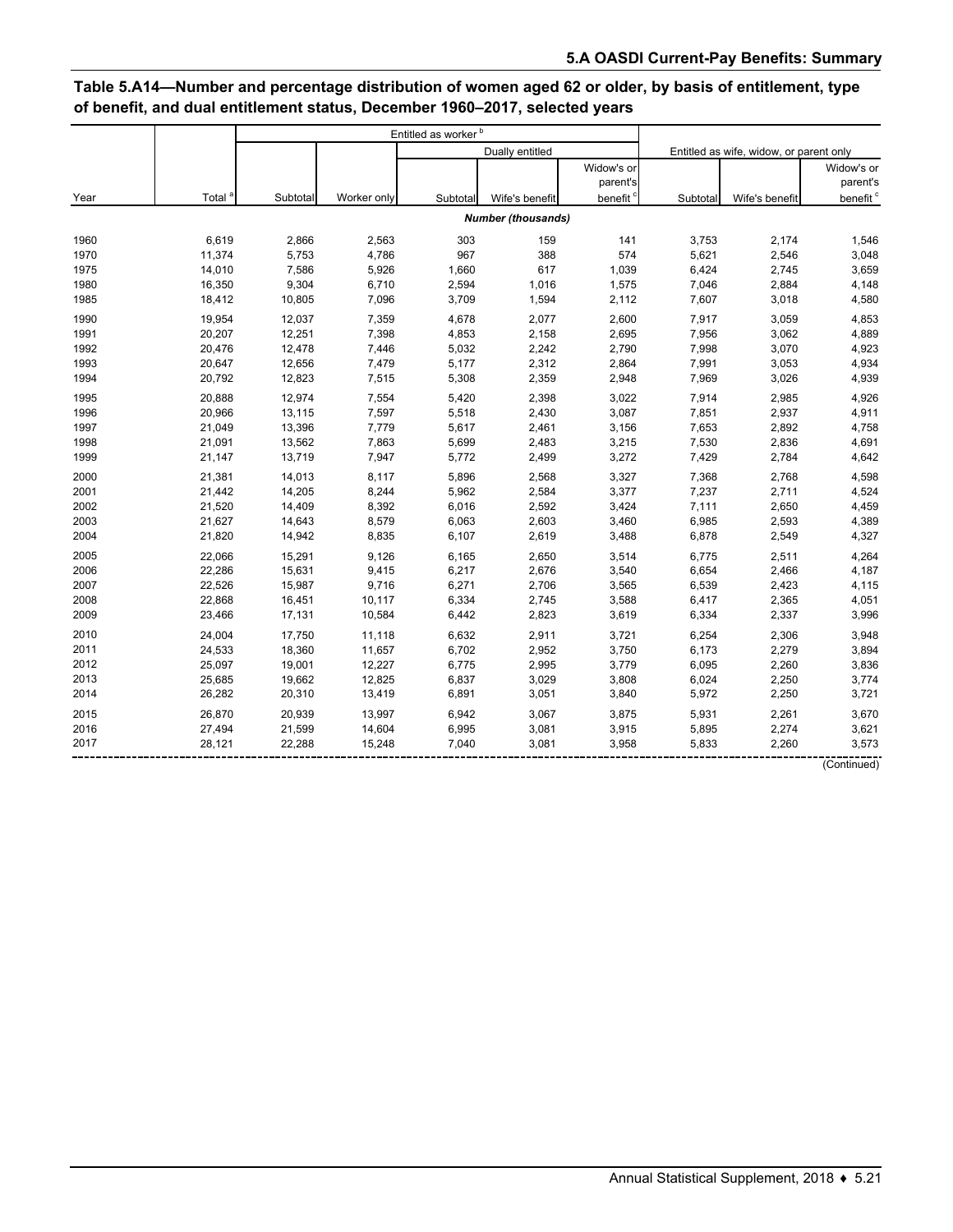## Table 5.A14—Number and percentage distribution of women aged 62 or older, by basis of entitlement, type of benefit, and dual entitlement status, December 1960–2017, selected years

| Year | Total [a] | Entitled as worker [b] | | | | | Entitled as wife, widow, or parent only | | |
|---|---|---|---|---|---|---|---|---|---|
| | | Subtotal | Worker only | Dually entitled | | | Subtotal | Wife's benefit | Widow's or parent's benefit [c] |
| | | | | Subtotal | Wife's benefit | Widow's or parent's benefit [c] | | | |
| | | | | ***Number (thousands)*** | | | | | |
| 1960 | 6,619 | 2,866 | 2,563 | 303 | 159 | 141 | 3,753 | 2,174 | 1,546 |
| 1970 | 11,374 | 5,753 | 4,786 | 967 | 388 | 574 | 5,621 | 2,546 | 3,048 |
| 1975 | 14,010 | 7,586 | 5,926 | 1,660 | 617 | 1,039 | 6,424 | 2,745 | 3,659 |
| 1980 | 16,350 | 9,304 | 6,710 | 2,594 | 1,016 | 1,575 | 7,046 | 2,884 | 4,148 |
| 1985 | 18,412 | 10,805 | 7,096 | 3,709 | 1,594 | 2,112 | 7,607 | 3,018 | 4,580 |
| 1990 | 19,954 | 12,037 | 7,359 | 4,678 | 2,077 | 2,600 | 7,917 | 3,059 | 4,853 |
| 1991 | 20,207 | 12,251 | 7,398 | 4,853 | 2,158 | 2,695 | 7,956 | 3,062 | 4,889 |
| 1992 | 20,476 | 12,478 | 7,446 | 5,032 | 2,242 | 2,790 | 7,998 | 3,070 | 4,923 |
| 1993 | 20,647 | 12,656 | 7,479 | 5,177 | 2,312 | 2,864 | 7,991 | 3,053 | 4,934 |
| 1994 | 20,792 | 12,823 | 7,515 | 5,308 | 2,359 | 2,948 | 7,969 | 3,026 | 4,939 |
| 1995 | 20,888 | 12,974 | 7,554 | 5,420 | 2,398 | 3,022 | 7,914 | 2,985 | 4,926 |
| 1996 | 20,966 | 13,115 | 7,597 | 5,518 | 2,430 | 3,087 | 7,851 | 2,937 | 4,911 |
| 1997 | 21,049 | 13,396 | 7,779 | 5,617 | 2,461 | 3,156 | 7,653 | 2,892 | 4,758 |
| 1998 | 21,091 | 13,562 | 7,863 | 5,699 | 2,483 | 3,215 | 7,530 | 2,836 | 4,691 |
| 1999 | 21,147 | 13,719 | 7,947 | 5,772 | 2,499 | 3,272 | 7,429 | 2,784 | 4,642 |
| 2000 | 21,381 | 14,013 | 8,117 | 5,896 | 2,568 | 3,327 | 7,368 | 2,768 | 4,598 |
| 2001 | 21,442 | 14,205 | 8,244 | 5,962 | 2,584 | 3,377 | 7,237 | 2,711 | 4,524 |
| 2002 | 21,520 | 14,409 | 8,392 | 6,016 | 2,592 | 3,424 | 7,111 | 2,650 | 4,459 |
| 2003 | 21,627 | 14,643 | 8,579 | 6,063 | 2,603 | 3,460 | 6,985 | 2,593 | 4,389 |
| 2004 | 21,820 | 14,942 | 8,835 | 6,107 | 2,619 | 3,488 | 6,878 | 2,549 | 4,327 |
| 2005 | 22,066 | 15,291 | 9,126 | 6,165 | 2,650 | 3,514 | 6,775 | 2,511 | 4,264 |
| 2006 | 22,286 | 15,631 | 9,415 | 6,217 | 2,676 | 3,540 | 6,654 | 2,466 | 4,187 |
| 2007 | 22,526 | 15,987 | 9,716 | 6,271 | 2,706 | 3,565 | 6,539 | 2,423 | 4,115 |
| 2008 | 22,868 | 16,451 | 10,117 | 6,334 | 2,745 | 3,588 | 6,417 | 2,365 | 4,051 |
| 2009 | 23,466 | 17,131 | 10,584 | 6,442 | 2,823 | 3,619 | 6,334 | 2,337 | 3,996 |
| 2010 | 24,004 | 17,750 | 11,118 | 6,632 | 2,911 | 3,721 | 6,254 | 2,306 | 3,948 |
| 2011 | 24,533 | 18,360 | 11,657 | 6,702 | 2,952 | 3,750 | 6,173 | 2,279 | 3,894 |
| 2012 | 25,097 | 19,001 | 12,227 | 6,775 | 2,995 | 3,779 | 6,095 | 2,260 | 3,836 |
| 2013 | 25,685 | 19,662 | 12,825 | 6,837 | 3,029 | 3,808 | 6,024 | 2,250 | 3,774 |
| 2014 | 26,282 | 20,310 | 13,419 | 6,891 | 3,051 | 3,840 | 5,972 | 2,250 | 3,721 |
| 2015 | 26,870 | 20,939 | 13,997 | 6,942 | 3,067 | 3,875 | 5,931 | 2,261 | 3,670 |
| 2016 | 27,494 | 21,599 | 14,604 | 6,995 | 3,081 | 3,915 | 5,895 | 2,274 | 3,621 |
| 2017 | 28,121 | 22,288 | 15,248 | 7,040 | 3,081 | 3,958 | 5,833 | 2,260 | 3,573 |

(Continued)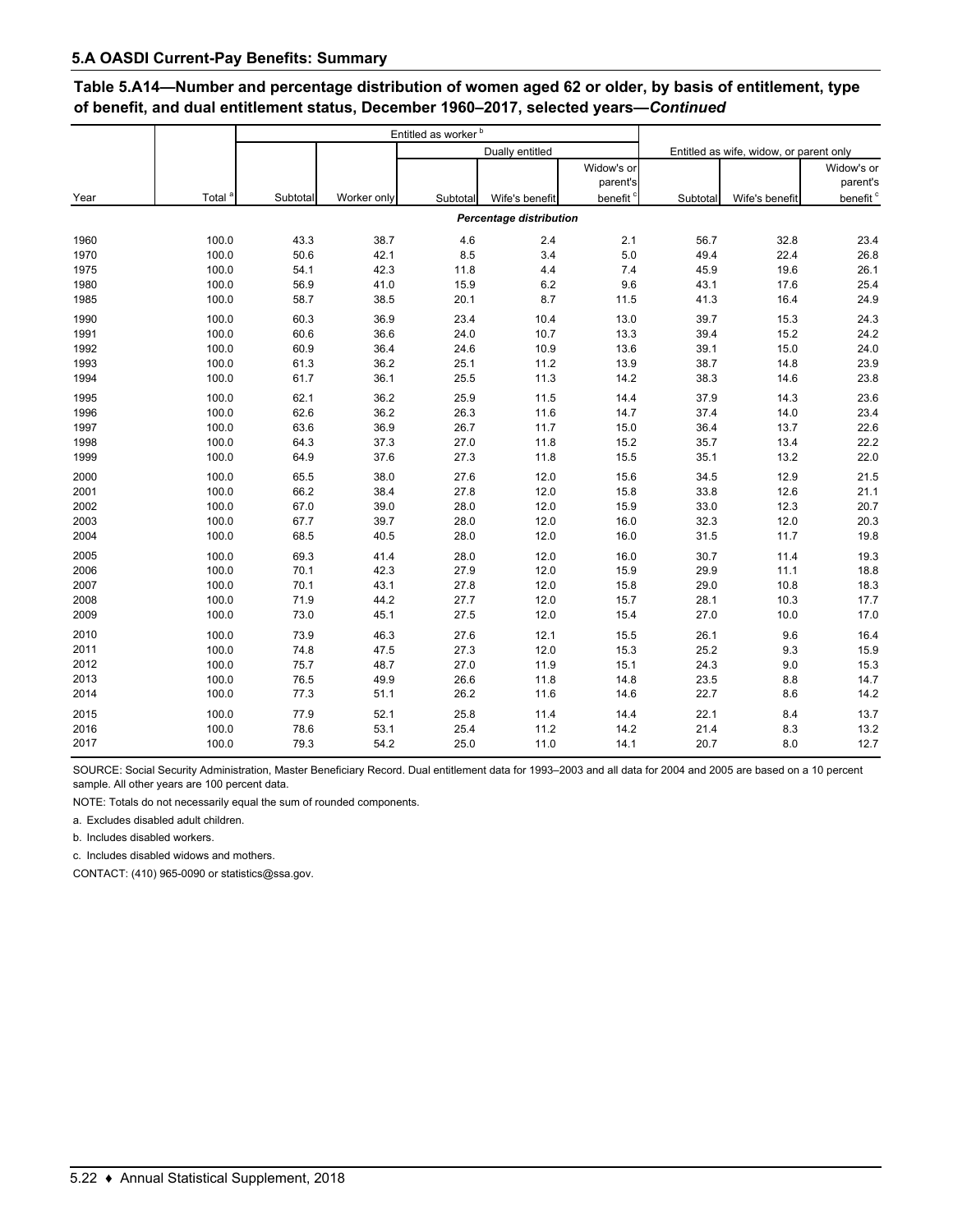## 5.A OASDI Current-Pay Benefits: Summary

**Table 5.A14—Number and percentage distribution of women aged 62 or older, by basis of entitlement, type of benefit, and dual entitlement status, December 1960–2017, selected years—*Continued***

| Year | Total [a] | Entitled as worker [b] | | | | | Entitled as wife, widow, or parent only | | |
|---|---|---|---|---|---|---|---|---|---|
| | | Subtotal | Worker only | Dually entitled | | | | | |
| | | | | Subtotal | Wife's benefit | Widow's or parent's benefit [c] | Subtotal | Wife's benefit | Widow's or parent's benefit [c] |
| | | | | *Percentage distribution* | | | | | |
| 1960 | 100.0 | 43.3 | 38.7 | 4.6 | 2.4 | 2.1 | 56.7 | 32.8 | 23.4 |
| 1970 | 100.0 | 50.6 | 42.1 | 8.5 | 3.4 | 5.0 | 49.4 | 22.4 | 26.8 |
| 1975 | 100.0 | 54.1 | 42.3 | 11.8 | 4.4 | 7.4 | 45.9 | 19.6 | 26.1 |
| 1980 | 100.0 | 56.9 | 41.0 | 15.9 | 6.2 | 9.6 | 43.1 | 17.6 | 25.4 |
| 1985 | 100.0 | 58.7 | 38.5 | 20.1 | 8.7 | 11.5 | 41.3 | 16.4 | 24.9 |
| 1990 | 100.0 | 60.3 | 36.9 | 23.4 | 10.4 | 13.0 | 39.7 | 15.3 | 24.3 |
| 1991 | 100.0 | 60.6 | 36.6 | 24.0 | 10.7 | 13.3 | 39.4 | 15.2 | 24.2 |
| 1992 | 100.0 | 60.9 | 36.4 | 24.6 | 10.9 | 13.6 | 39.1 | 15.0 | 24.0 |
| 1993 | 100.0 | 61.3 | 36.2 | 25.1 | 11.2 | 13.9 | 38.7 | 14.8 | 23.9 |
| 1994 | 100.0 | 61.7 | 36.1 | 25.5 | 11.3 | 14.2 | 38.3 | 14.6 | 23.8 |
| 1995 | 100.0 | 62.1 | 36.2 | 25.9 | 11.5 | 14.4 | 37.9 | 14.3 | 23.6 |
| 1996 | 100.0 | 62.6 | 36.2 | 26.3 | 11.6 | 14.7 | 37.4 | 14.0 | 23.4 |
| 1997 | 100.0 | 63.6 | 36.9 | 26.7 | 11.7 | 15.0 | 36.4 | 13.7 | 22.6 |
| 1998 | 100.0 | 64.3 | 37.3 | 27.0 | 11.8 | 15.2 | 35.7 | 13.4 | 22.2 |
| 1999 | 100.0 | 64.9 | 37.6 | 27.3 | 11.8 | 15.5 | 35.1 | 13.2 | 22.0 |
| 2000 | 100.0 | 65.5 | 38.0 | 27.6 | 12.0 | 15.6 | 34.5 | 12.9 | 21.5 |
| 2001 | 100.0 | 66.2 | 38.4 | 27.8 | 12.0 | 15.8 | 33.8 | 12.6 | 21.1 |
| 2002 | 100.0 | 67.0 | 39.0 | 28.0 | 12.0 | 15.9 | 33.0 | 12.3 | 20.7 |
| 2003 | 100.0 | 67.7 | 39.7 | 28.0 | 12.0 | 16.0 | 32.3 | 12.0 | 20.3 |
| 2004 | 100.0 | 68.5 | 40.5 | 28.0 | 12.0 | 16.0 | 31.5 | 11.7 | 19.8 |
| 2005 | 100.0 | 69.3 | 41.4 | 28.0 | 12.0 | 16.0 | 30.7 | 11.4 | 19.3 |
| 2006 | 100.0 | 70.1 | 42.3 | 27.9 | 12.0 | 15.9 | 29.9 | 11.1 | 18.8 |
| 2007 | 100.0 | 70.1 | 43.1 | 27.8 | 12.0 | 15.8 | 29.0 | 10.8 | 18.3 |
| 2008 | 100.0 | 71.9 | 44.2 | 27.7 | 12.0 | 15.7 | 28.1 | 10.3 | 17.7 |
| 2009 | 100.0 | 73.0 | 45.1 | 27.5 | 12.0 | 15.4 | 27.0 | 10.0 | 17.0 |
| 2010 | 100.0 | 73.9 | 46.3 | 27.6 | 12.1 | 15.5 | 26.1 | 9.6 | 16.4 |
| 2011 | 100.0 | 74.8 | 47.5 | 27.3 | 12.0 | 15.3 | 25.2 | 9.3 | 15.9 |
| 2012 | 100.0 | 75.7 | 48.7 | 27.0 | 11.9 | 15.1 | 24.3 | 9.0 | 15.3 |
| 2013 | 100.0 | 76.5 | 49.9 | 26.6 | 11.8 | 14.8 | 23.5 | 8.8 | 14.7 |
| 2014 | 100.0 | 77.3 | 51.1 | 26.2 | 11.6 | 14.6 | 22.7 | 8.6 | 14.2 |
| 2015 | 100.0 | 77.9 | 52.1 | 25.8 | 11.4 | 14.4 | 22.1 | 8.4 | 13.7 |
| 2016 | 100.0 | 78.6 | 53.1 | 25.4 | 11.2 | 14.2 | 21.4 | 8.3 | 13.2 |
| 2017 | 100.0 | 79.3 | 54.2 | 25.0 | 11.0 | 14.1 | 20.7 | 8.0 | 12.7 |

SOURCE: Social Security Administration, Master Beneficiary Record. Dual entitlement data for 1993–2003 and all data for 2004 and 2005 are based on a 10 percent sample. All other years are 100 percent data.

NOTE: Totals do not necessarily equal the sum of rounded components.

a. Excludes disabled adult children.

b. Includes disabled workers.

c. Includes disabled widows and mothers.

CONTACT: (410) 965-0090 or statistics@ssa.gov.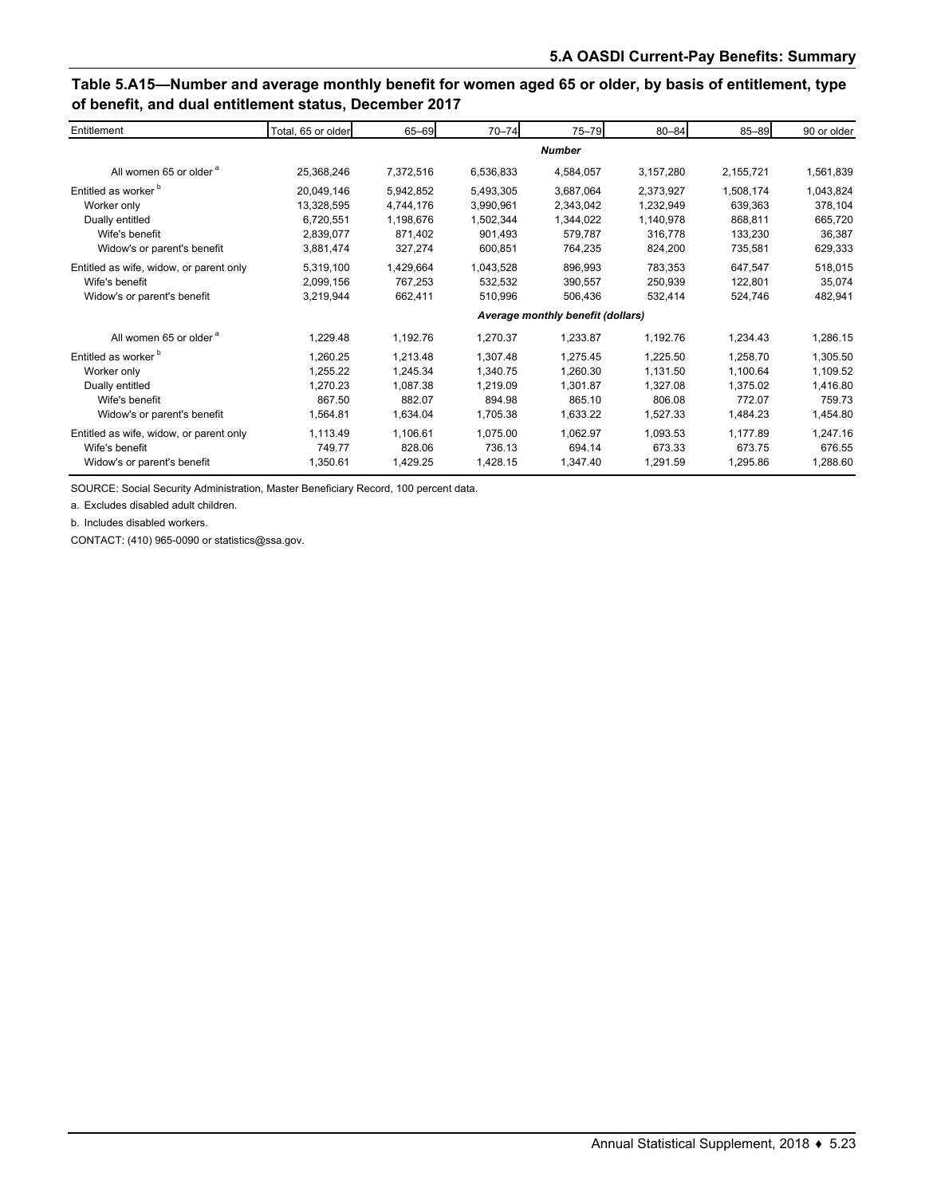## Table 5.A15—Number and average monthly benefit for women aged 65 or older, by basis of entitlement, type of benefit, and dual entitlement status, December 2017

| Entitlement | Total, 65 or older | 65–69 | 70–74 | 75–79 | 80–84 | 85–89 | 90 or older |
|---|---|---|---|---|---|---|---|
| | | | | ***Number*** | | | |
| All women 65 or older [a] | 25,368,246 | 7,372,516 | 6,536,833 | 4,584,057 | 3,157,280 | 2,155,721 | 1,561,839 |
| Entitled as worker [b] | 20,049,146 | 5,942,852 | 5,493,305 | 3,687,064 | 2,373,927 | 1,508,174 | 1,043,824 |
| Worker only | 13,328,595 | 4,744,176 | 3,990,961 | 2,343,042 | 1,232,949 | 639,363 | 378,104 |
| Dually entitled | 6,720,551 | 1,198,676 | 1,502,344 | 1,344,022 | 1,140,978 | 868,811 | 665,720 |
| Wife's benefit | 2,839,077 | 871,402 | 901,493 | 579,787 | 316,778 | 133,230 | 36,387 |
| Widow's or parent's benefit | 3,881,474 | 327,274 | 600,851 | 764,235 | 824,200 | 735,581 | 629,333 |
| Entitled as wife, widow, or parent only | 5,319,100 | 1,429,664 | 1,043,528 | 896,993 | 783,353 | 647,547 | 518,015 |
| Wife's benefit | 2,099,156 | 767,253 | 532,532 | 390,557 | 250,939 | 122,801 | 35,074 |
| Widow's or parent's benefit | 3,219,944 | 662,411 | 510,996 | 506,436 | 532,414 | 524,746 | 482,941 |
| | | | | ***Average monthly benefit (dollars)*** | | | |
| All women 65 or older [a] | 1,229.48 | 1,192.76 | 1,270.37 | 1,233.87 | 1,192.76 | 1,234.43 | 1,286.15 |
| Entitled as worker [b] | 1,260.25 | 1,213.48 | 1,307.48 | 1,275.45 | 1,225.50 | 1,258.70 | 1,305.50 |
| Worker only | 1,255.22 | 1,245.34 | 1,340.75 | 1,260.30 | 1,131.50 | 1,100.64 | 1,109.52 |
| Dually entitled | 1,270.23 | 1,087.38 | 1,219.09 | 1,301.87 | 1,327.08 | 1,375.02 | 1,416.80 |
| Wife's benefit | 867.50 | 882.07 | 894.98 | 865.10 | 806.08 | 772.07 | 759.73 |
| Widow's or parent's benefit | 1,564.81 | 1,634.04 | 1,705.38 | 1,633.22 | 1,527.33 | 1,484.23 | 1,454.80 |
| Entitled as wife, widow, or parent only | 1,113.49 | 1,106.61 | 1,075.00 | 1,062.97 | 1,093.53 | 1,177.89 | 1,247.16 |
| Wife's benefit | 749.77 | 828.06 | 736.13 | 694.14 | 673.33 | 673.75 | 676.55 |
| Widow's or parent's benefit | 1,350.61 | 1,429.25 | 1,428.15 | 1,347.40 | 1,291.59 | 1,295.86 | 1,288.60 |

SOURCE: Social Security Administration, Master Beneficiary Record, 100 percent data.

a. Excludes disabled adult children.

b. Includes disabled workers.

CONTACT: (410) 965-0090 or statistics@ssa.gov.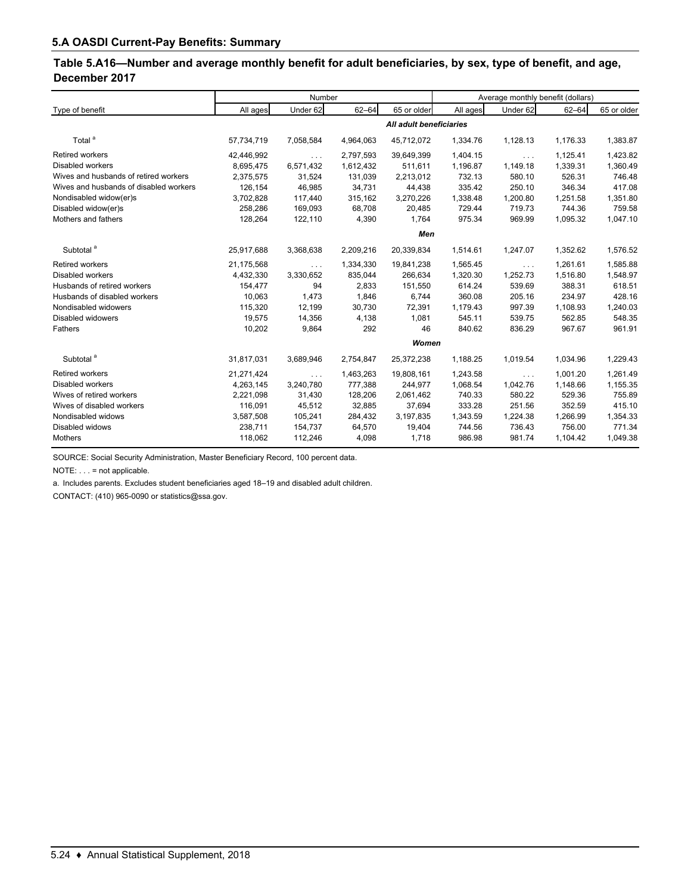## 5.A OASDI Current-Pay Benefits: Summary

### Table 5.A16—Number and average monthly benefit for adult beneficiaries, by sex, type of benefit, and age, December 2017

| Type of benefit | Number | | | | Average monthly benefit (dollars) | | | |
|---|---|---|---|---|---|---|---|---|
| | All ages | Under 62 | 62–64 | 65 or older | All ages | Under 62 | 62–64 | 65 or older |
| | | | | *All adult beneficiaries* | | | | |
| Total [a] | 57,734,719 | 7,058,584 | 4,964,063 | 45,712,072 | 1,334.76 | 1,128.13 | 1,176.33 | 1,383.87 |
| Retired workers | 42,446,992 | . . . | 2,797,593 | 39,649,399 | 1,404.15 | . . . | 1,125.41 | 1,423.82 |
| Disabled workers | 8,695,475 | 6,571,432 | 1,612,432 | 511,611 | 1,196.87 | 1,149.18 | 1,339.31 | 1,360.49 |
| Wives and husbands of retired workers | 2,375,575 | 31,524 | 131,039 | 2,213,012 | 732.13 | 580.10 | 526.31 | 746.48 |
| Wives and husbands of disabled workers | 126,154 | 46,985 | 34,731 | 44,438 | 335.42 | 250.10 | 346.34 | 417.08 |
| Nondisabled widow(er)s | 3,702,828 | 117,440 | 315,162 | 3,270,226 | 1,338.48 | 1,200.80 | 1,251.58 | 1,351.80 |
| Disabled widow(er)s | 258,286 | 169,093 | 68,708 | 20,485 | 729.44 | 719.73 | 744.36 | 759.58 |
| Mothers and fathers | 128,264 | 122,110 | 4,390 | 1,764 | 975.34 | 969.99 | 1,095.32 | 1,047.10 |
| | | | | *Men* | | | | |
| Subtotal [a] | 25,917,688 | 3,368,638 | 2,209,216 | 20,339,834 | 1,514.61 | 1,247.07 | 1,352.62 | 1,576.52 |
| Retired workers | 21,175,568 | . . . | 1,334,330 | 19,841,238 | 1,565.45 | . . . | 1,261.61 | 1,585.88 |
| Disabled workers | 4,432,330 | 3,330,652 | 835,044 | 266,634 | 1,320.30 | 1,252.73 | 1,516.80 | 1,548.97 |
| Husbands of retired workers | 154,477 | 94 | 2,833 | 151,550 | 614.24 | 539.69 | 388.31 | 618.51 |
| Husbands of disabled workers | 10,063 | 1,473 | 1,846 | 6,744 | 360.08 | 205.16 | 234.97 | 428.16 |
| Nondisabled widowers | 115,320 | 12,199 | 30,730 | 72,391 | 1,179.43 | 997.39 | 1,108.93 | 1,240.03 |
| Disabled widowers | 19,575 | 14,356 | 4,138 | 1,081 | 545.11 | 539.75 | 562.85 | 548.35 |
| Fathers | 10,202 | 9,864 | 292 | 46 | 840.62 | 836.29 | 967.67 | 961.91 |
| | | | | *Women* | | | | |
| Subtotal [a] | 31,817,031 | 3,689,946 | 2,754,847 | 25,372,238 | 1,188.25 | 1,019.54 | 1,034.96 | 1,229.43 |
| Retired workers | 21,271,424 | . . . | 1,463,263 | 19,808,161 | 1,243.58 | . . . | 1,001.20 | 1,261.49 |
| Disabled workers | 4,263,145 | 3,240,780 | 777,388 | 244,977 | 1,068.54 | 1,042.76 | 1,148.66 | 1,155.35 |
| Wives of retired workers | 2,221,098 | 31,430 | 128,206 | 2,061,462 | 740.33 | 580.22 | 529.36 | 755.89 |
| Wives of disabled workers | 116,091 | 45,512 | 32,885 | 37,694 | 333.28 | 251.56 | 352.59 | 415.10 |
| Nondisabled widows | 3,587,508 | 105,241 | 284,432 | 3,197,835 | 1,343.59 | 1,224.38 | 1,266.99 | 1,354.33 |
| Disabled widows | 238,711 | 154,737 | 64,570 | 19,404 | 744.56 | 736.43 | 756.00 | 771.34 |
| Mothers | 118,062 | 112,246 | 4,098 | 1,718 | 986.98 | 981.74 | 1,104.42 | 1,049.38 |

SOURCE: Social Security Administration, Master Beneficiary Record, 100 percent data.

NOTE: . . . = not applicable.

a. Includes parents. Excludes student beneficiaries aged 18–19 and disabled adult children.

CONTACT: (410) 965-0090 or statistics@ssa.gov.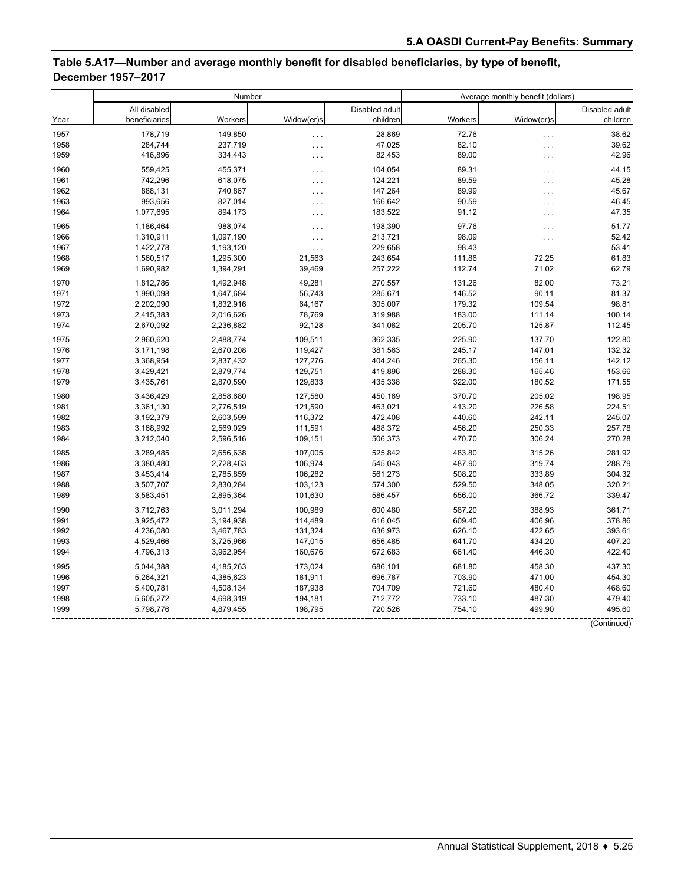## Table 5.A17—Number and average monthly benefit for disabled beneficiaries, by type of benefit, December 1957–2017

| Year | Number | | | | Average monthly benefit (dollars) | | |
|---|---|---|---|---|---|---|---|
| | All disabled beneficiaries | Workers | Widow(er)s | Disabled adult children | Workers | Widow(er)s | Disabled adult children |
| 1957 | 178,719 | 149,850 | . . . | 28,869 | 72.76 | . . . | 38.62 |
| 1958 | 284,744 | 237,719 | . . . | 47,025 | 82.10 | . . . | 39.62 |
| 1959 | 416,896 | 334,443 | . . . | 82,453 | 89.00 | . . . | 42.96 |
| 1960 | 559,425 | 455,371 | . . . | 104,054 | 89.31 | . . . | 44.15 |
| 1961 | 742,296 | 618,075 | . . . | 124,221 | 89.59 | . . . | 45.28 |
| 1962 | 888,131 | 740,867 | . . . | 147,264 | 89.99 | . . . | 45.67 |
| 1963 | 993,656 | 827,014 | . . . | 166,642 | 90.59 | . . . | 46.45 |
| 1964 | 1,077,695 | 894,173 | . . . | 183,522 | 91.12 | . . . | 47.35 |
| 1965 | 1,186,464 | 988,074 | . . . | 198,390 | 97.76 | . . . | 51.77 |
| 1966 | 1,310,911 | 1,097,190 | . . . | 213,721 | 98.09 | . . . | 52.42 |
| 1967 | 1,422,778 | 1,193,120 | . . . | 229,658 | 98.43 | . . . | 53.41 |
| 1968 | 1,560,517 | 1,295,300 | 21,563 | 243,654 | 111.86 | 72.25 | 61.83 |
| 1969 | 1,690,982 | 1,394,291 | 39,469 | 257,222 | 112.74 | 71.02 | 62.79 |
| 1970 | 1,812,786 | 1,492,948 | 49,281 | 270,557 | 131.26 | 82.00 | 73.21 |
| 1971 | 1,990,098 | 1,647,684 | 56,743 | 285,671 | 146.52 | 90.11 | 81.37 |
| 1972 | 2,202,090 | 1,832,916 | 64,167 | 305,007 | 179.32 | 109.54 | 98.81 |
| 1973 | 2,415,383 | 2,016,626 | 78,769 | 319,988 | 183.00 | 111.14 | 100.14 |
| 1974 | 2,670,092 | 2,236,882 | 92,128 | 341,082 | 205.70 | 125.87 | 112.45 |
| 1975 | 2,960,620 | 2,488,774 | 109,511 | 362,335 | 225.90 | 137.70 | 122.80 |
| 1976 | 3,171,198 | 2,670,208 | 119,427 | 381,563 | 245.17 | 147.01 | 132.32 |
| 1977 | 3,368,954 | 2,837,432 | 127,276 | 404,246 | 265.30 | 156.11 | 142.12 |
| 1978 | 3,429,421 | 2,879,774 | 129,751 | 419,896 | 288.30 | 165.46 | 153.66 |
| 1979 | 3,435,761 | 2,870,590 | 129,833 | 435,338 | 322.00 | 180.52 | 171.55 |
| 1980 | 3,436,429 | 2,858,680 | 127,580 | 450,169 | 370.70 | 205.02 | 198.95 |
| 1981 | 3,361,130 | 2,776,519 | 121,590 | 463,021 | 413.20 | 226.58 | 224.51 |
| 1982 | 3,192,379 | 2,603,599 | 116,372 | 472,408 | 440.60 | 242.11 | 245.07 |
| 1983 | 3,168,992 | 2,569,029 | 111,591 | 488,372 | 456.20 | 250.33 | 257.78 |
| 1984 | 3,212,040 | 2,596,516 | 109,151 | 506,373 | 470.70 | 306.24 | 270.28 |
| 1985 | 3,289,485 | 2,656,638 | 107,005 | 525,842 | 483.80 | 315.26 | 281.92 |
| 1986 | 3,380,480 | 2,728,463 | 106,974 | 545,043 | 487.90 | 319.74 | 288.79 |
| 1987 | 3,453,414 | 2,785,859 | 106,282 | 561,273 | 508.20 | 333.89 | 304.32 |
| 1988 | 3,507,707 | 2,830,284 | 103,123 | 574,300 | 529.50 | 348.05 | 320.21 |
| 1989 | 3,583,451 | 2,895,364 | 101,630 | 586,457 | 556.00 | 366.72 | 339.47 |
| 1990 | 3,712,763 | 3,011,294 | 100,989 | 600,480 | 587.20 | 388.93 | 361.71 |
| 1991 | 3,925,472 | 3,194,938 | 114,489 | 616,045 | 609.40 | 406.96 | 378.86 |
| 1992 | 4,236,080 | 3,467,783 | 131,324 | 636,973 | 626.10 | 422.65 | 393.61 |
| 1993 | 4,529,466 | 3,725,966 | 147,015 | 656,485 | 641.70 | 434.20 | 407.20 |
| 1994 | 4,796,313 | 3,962,954 | 160,676 | 672,683 | 661.40 | 446.30 | 422.40 |
| 1995 | 5,044,388 | 4,185,263 | 173,024 | 686,101 | 681.80 | 458.30 | 437.30 |
| 1996 | 5,264,321 | 4,385,623 | 181,911 | 696,787 | 703.90 | 471.00 | 454.30 |
| 1997 | 5,400,781 | 4,508,134 | 187,938 | 704,709 | 721.60 | 480.40 | 468.60 |
| 1998 | 5,605,272 | 4,698,319 | 194,181 | 712,772 | 733.10 | 487.30 | 479.40 |
| 1999 | 5,798,776 | 4,879,455 | 198,795 | 720,526 | 754.10 | 499.90 | 495.60 |

(Continued)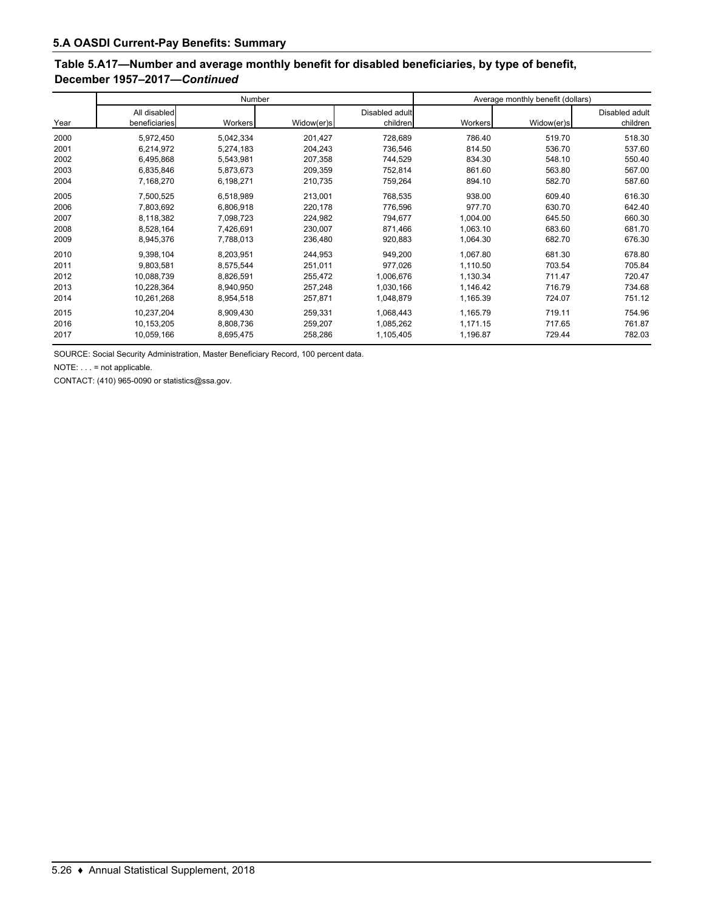## 5.A OASDI Current-Pay Benefits: Summary

### Table 5.A17—Number and average monthly benefit for disabled beneficiaries, by type of benefit, December 1957–2017—*Continued*

| | Number | | | | Average monthly benefit (dollars) | | |
|---|---|---|---|---|---|---|---|
| Year | All disabled beneficiaries | Workers | Widow(er)s | Disabled adult children | Workers | Widow(er)s | Disabled adult children |
| 2000 | 5,972,450 | 5,042,334 | 201,427 | 728,689 | 786.40 | 519.70 | 518.30 |
| 2001 | 6,214,972 | 5,274,183 | 204,243 | 736,546 | 814.50 | 536.70 | 537.60 |
| 2002 | 6,495,868 | 5,543,981 | 207,358 | 744,529 | 834.30 | 548.10 | 550.40 |
| 2003 | 6,835,846 | 5,873,673 | 209,359 | 752,814 | 861.60 | 563.80 | 567.00 |
| 2004 | 7,168,270 | 6,198,271 | 210,735 | 759,264 | 894.10 | 582.70 | 587.60 |
| 2005 | 7,500,525 | 6,518,989 | 213,001 | 768,535 | 938.00 | 609.40 | 616.30 |
| 2006 | 7,803,692 | 6,806,918 | 220,178 | 776,596 | 977.70 | 630.70 | 642.40 |
| 2007 | 8,118,382 | 7,098,723 | 224,982 | 794,677 | 1,004.00 | 645.50 | 660.30 |
| 2008 | 8,528,164 | 7,426,691 | 230,007 | 871,466 | 1,063.10 | 683.60 | 681.70 |
| 2009 | 8,945,376 | 7,788,013 | 236,480 | 920,883 | 1,064.30 | 682.70 | 676.30 |
| 2010 | 9,398,104 | 8,203,951 | 244,953 | 949,200 | 1,067.80 | 681.30 | 678.80 |
| 2011 | 9,803,581 | 8,575,544 | 251,011 | 977,026 | 1,110.50 | 703.54 | 705.84 |
| 2012 | 10,088,739 | 8,826,591 | 255,472 | 1,006,676 | 1,130.34 | 711.47 | 720.47 |
| 2013 | 10,228,364 | 8,940,950 | 257,248 | 1,030,166 | 1,146.42 | 716.79 | 734.68 |
| 2014 | 10,261,268 | 8,954,518 | 257,871 | 1,048,879 | 1,165.39 | 724.07 | 751.12 |
| 2015 | 10,237,204 | 8,909,430 | 259,331 | 1,068,443 | 1,165.79 | 719.11 | 754.96 |
| 2016 | 10,153,205 | 8,808,736 | 259,207 | 1,085,262 | 1,171.15 | 717.65 | 761.87 |
| 2017 | 10,059,166 | 8,695,475 | 258,286 | 1,105,405 | 1,196.87 | 729.44 | 782.03 |

SOURCE: Social Security Administration, Master Beneficiary Record, 100 percent data.

NOTE: . . . = not applicable.

CONTACT: (410) 965-0090 or statistics@ssa.gov.